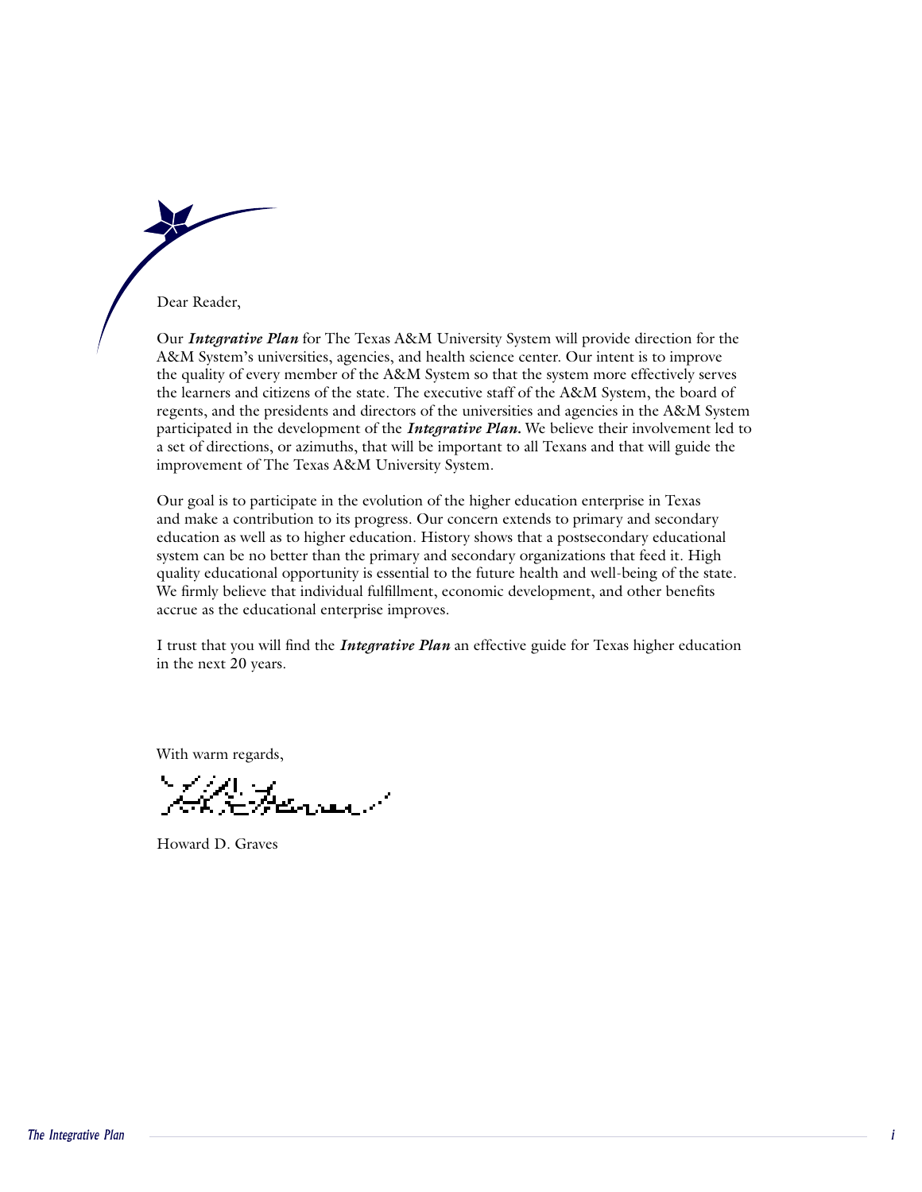Dear Reader,

Our ***Integrative Plan*** for The Texas A&M University System will provide direction for the A&M System's universities, agencies, and health science center. Our intent is to improve the quality of every member of the A&M System so that the system more effectively serves the learners and citizens of the state. The executive staff of the A&M System, the board of regents, and the presidents and directors of the universities and agencies in the A&M System participated in the development of the ***Integrative Plan.*** We believe their involvement led to a set of directions, or azimuths, that will be important to all Texans and that will guide the improvement of The Texas A&M University System.

Our goal is to participate in the evolution of the higher education enterprise in Texas and make a contribution to its progress. Our concern extends to primary and secondary education as well as to higher education. History shows that a postsecondary educational system can be no better than the primary and secondary organizations that feed it. High quality educational opportunity is essential to the future health and well-being of the state. We firmly believe that individual fulfillment, economic development, and other benefits accrue as the educational enterprise improves.

I trust that you will find the ***Integrative Plan*** an effective guide for Texas higher education in the next 20 years.

With warm regards,

Howard D. Graves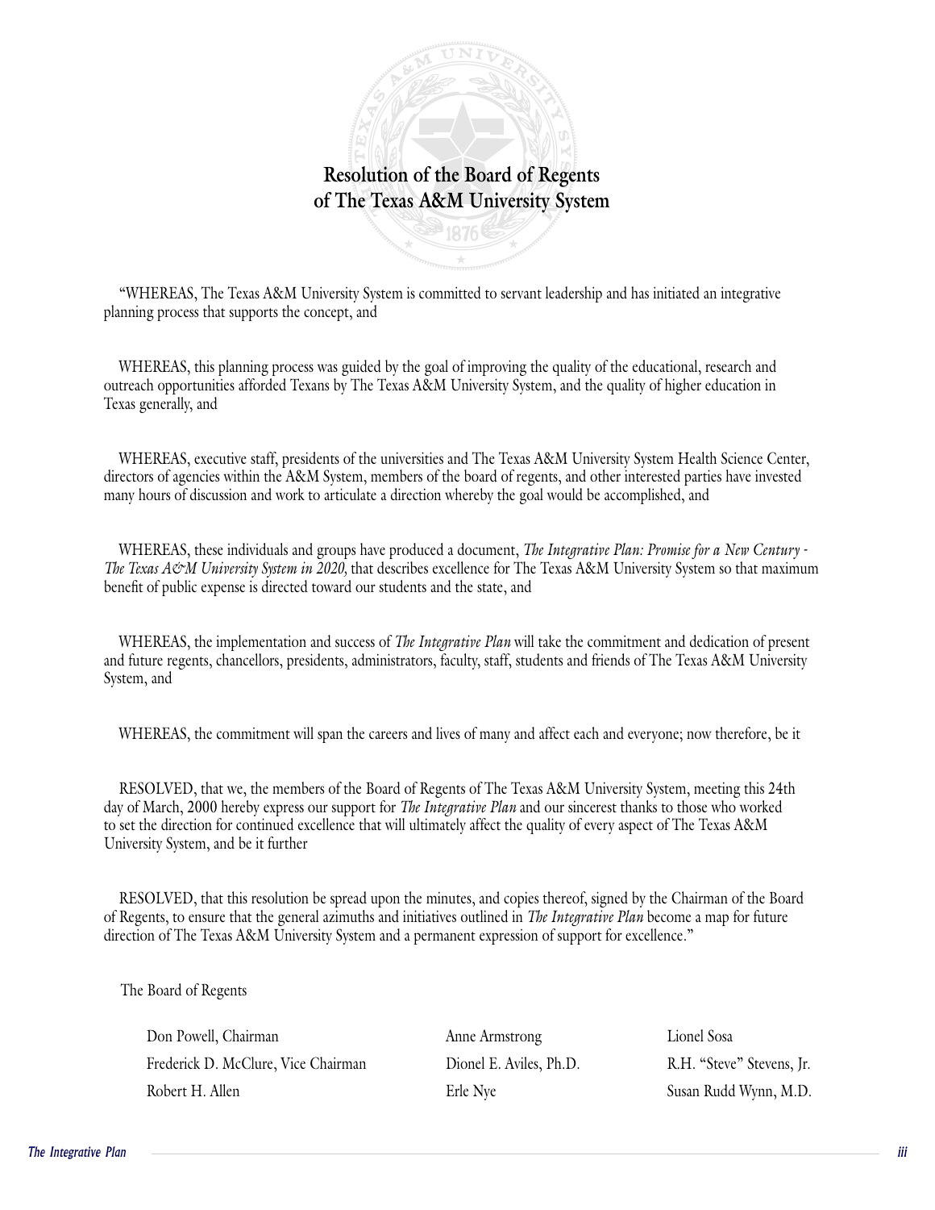# Resolution of the Board of Regents of The Texas A&M University System

"WHEREAS, The Texas A&M University System is committed to servant leadership and has initiated an integrative planning process that supports the concept, and

WHEREAS, this planning process was guided by the goal of improving the quality of the educational, research and outreach opportunities afforded Texans by The Texas A&M University System, and the quality of higher education in Texas generally, and

WHEREAS, executive staff, presidents of the universities and The Texas A&M University System Health Science Center, directors of agencies within the A&M System, members of the board of regents, and other interested parties have invested many hours of discussion and work to articulate a direction whereby the goal would be accomplished, and

WHEREAS, these individuals and groups have produced a document, *The Integrative Plan: Promise for a New Century - The Texas A&M University System in 2020,* that describes excellence for The Texas A&M University System so that maximum benefit of public expense is directed toward our students and the state, and

WHEREAS, the implementation and success of *The Integrative Plan* will take the commitment and dedication of present and future regents, chancellors, presidents, administrators, faculty, staff, students and friends of The Texas A&M University System, and

WHEREAS, the commitment will span the careers and lives of many and affect each and everyone; now therefore, be it

RESOLVED, that we, the members of the Board of Regents of The Texas A&M University System, meeting this 24th day of March, 2000 hereby express our support for *The Integrative Plan* and our sincerest thanks to those who worked to set the direction for continued excellence that will ultimately affect the quality of every aspect of The Texas A&M University System, and be it further

RESOLVED, that this resolution be spread upon the minutes, and copies thereof, signed by the Chairman of the Board of Regents, to ensure that the general azimuths and initiatives outlined in *The Integrative Plan* become a map for future direction of The Texas A&M University System and a permanent expression of support for excellence."

The Board of Regents

Don Powell, Chairman
Frederick D. McClure, Vice Chairman
Robert H. Allen
Anne Armstrong
Dionel E. Aviles, Ph.D.
Erle Nye
Lionel Sosa
R.H. "Steve" Stevens, Jr.
Susan Rudd Wynn, M.D.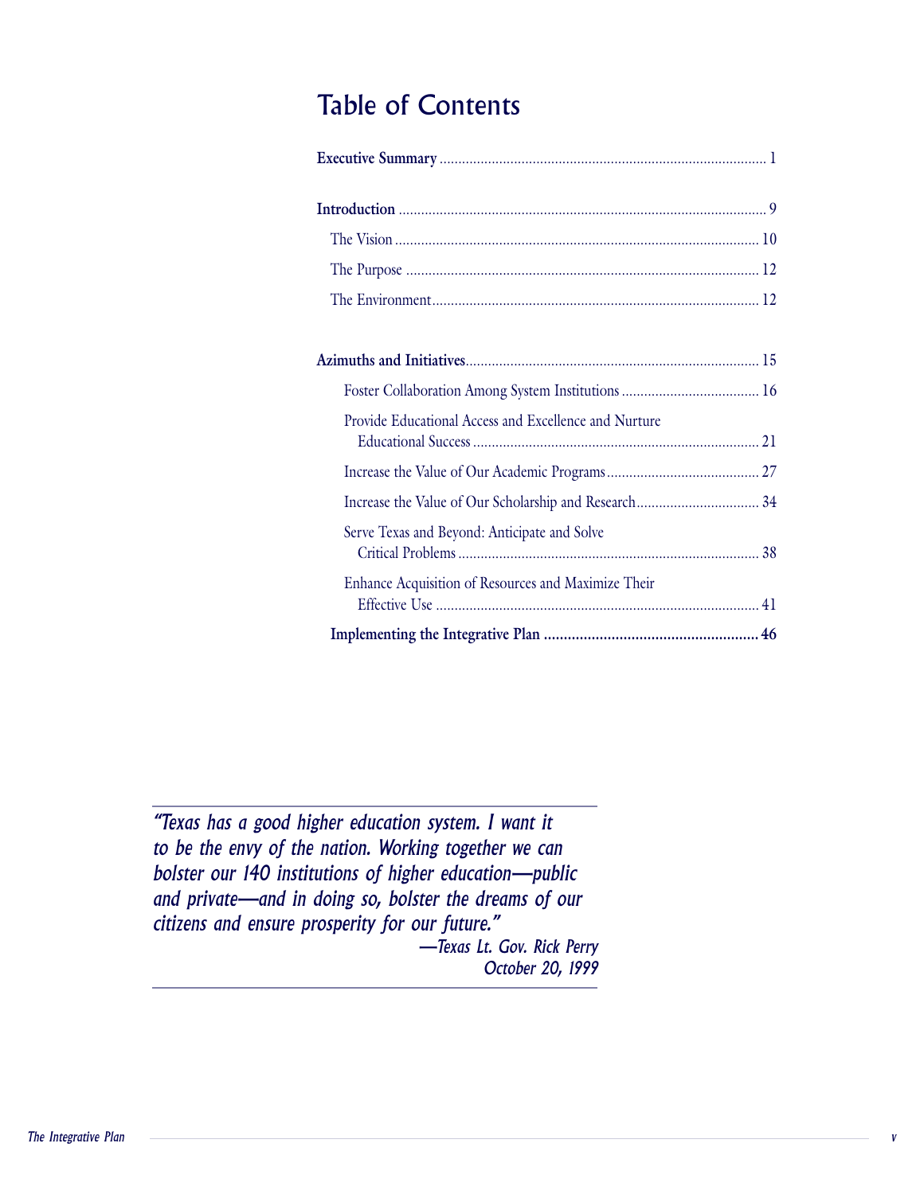# Table of Contents

**Executive Summary** ........................................................................................ 1

**Introduction** .................................................................................................. 9

The Vision ........................................................................................................ 10

The Purpose ..................................................................................................... 12

The Environment.............................................................................................. 12

**Azimuths and Initiatives**.............................................................................. 15

Foster Collaboration Among System Institutions ..................................... 16

Provide Educational Access and Excellence and Nurture Educational Success ............................................................................ 21

Increase the Value of Our Academic Programs......................................... 27

Increase the Value of Our Scholarship and Research................................ 34

Serve Texas and Beyond: Anticipate and Solve Critical Problems ................................................................................ 38

Enhance Acquisition of Resources and Maximize Their Effective Use ...................................................................................... 41

**Implementing the Integrative Plan ...................................................... 46**

*"Texas has a good higher education system. I want it to be the envy of the nation. Working together we can bolster our 140 institutions of higher education—public and private—and in doing so, bolster the dreams of our citizens and ensure prosperity for our future."*

*—Texas Lt. Gov. Rick Perry*
*October 20, 1999*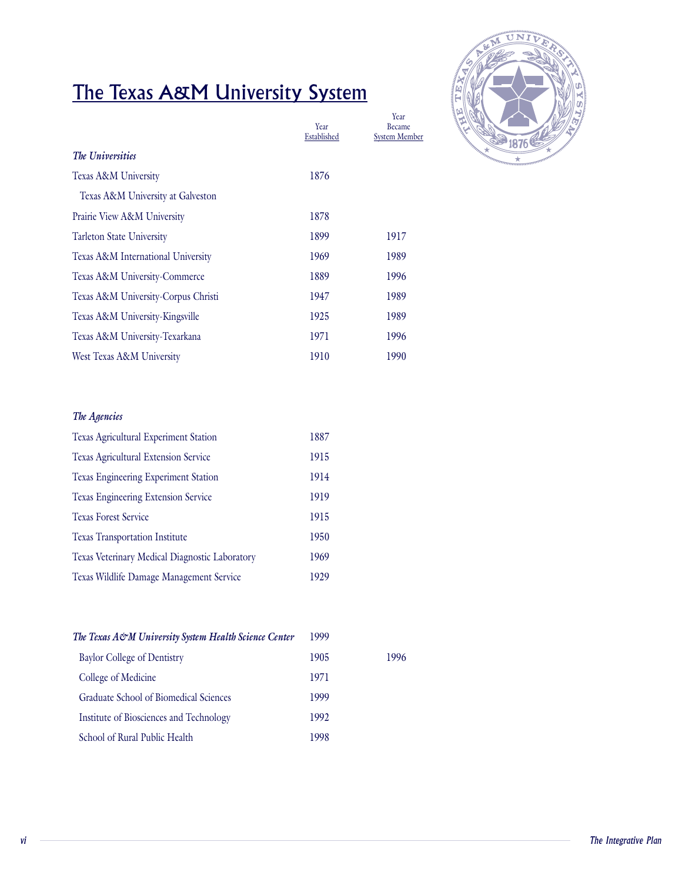# The Texas A&M University System

| | Year Established | Year Became System Member |
|---|---|---|
| ***The Universities*** | | |
| Texas A&M University | 1876 | |
| Texas A&M University at Galveston | | |
| Prairie View A&M University | 1878 | |
| Tarleton State University | 1899 | 1917 |
| Texas A&M International University | 1969 | 1989 |
| Texas A&M University-Commerce | 1889 | 1996 |
| Texas A&M University-Corpus Christi | 1947 | 1989 |
| Texas A&M University-Kingsville | 1925 | 1989 |
| Texas A&M University-Texarkana | 1971 | 1996 |
| West Texas A&M University | 1910 | 1990 |
| ***The Agencies*** | | |
| Texas Agricultural Experiment Station | 1887 | |
| Texas Agricultural Extension Service | 1915 | |
| Texas Engineering Experiment Station | 1914 | |
| Texas Engineering Extension Service | 1919 | |
| Texas Forest Service | 1915 | |
| Texas Transportation Institute | 1950 | |
| Texas Veterinary Medical Diagnostic Laboratory | 1969 | |
| Texas Wildlife Damage Management Service | 1929 | |
| ***The Texas A&M University System Health Science Center*** | 1999 | |
| Baylor College of Dentistry | 1905 | 1996 |
| College of Medicine | 1971 | |
| Graduate School of Biomedical Sciences | 1999 | |
| Institute of Biosciences and Technology | 1992 | |
| School of Rural Public Health | 1998 | |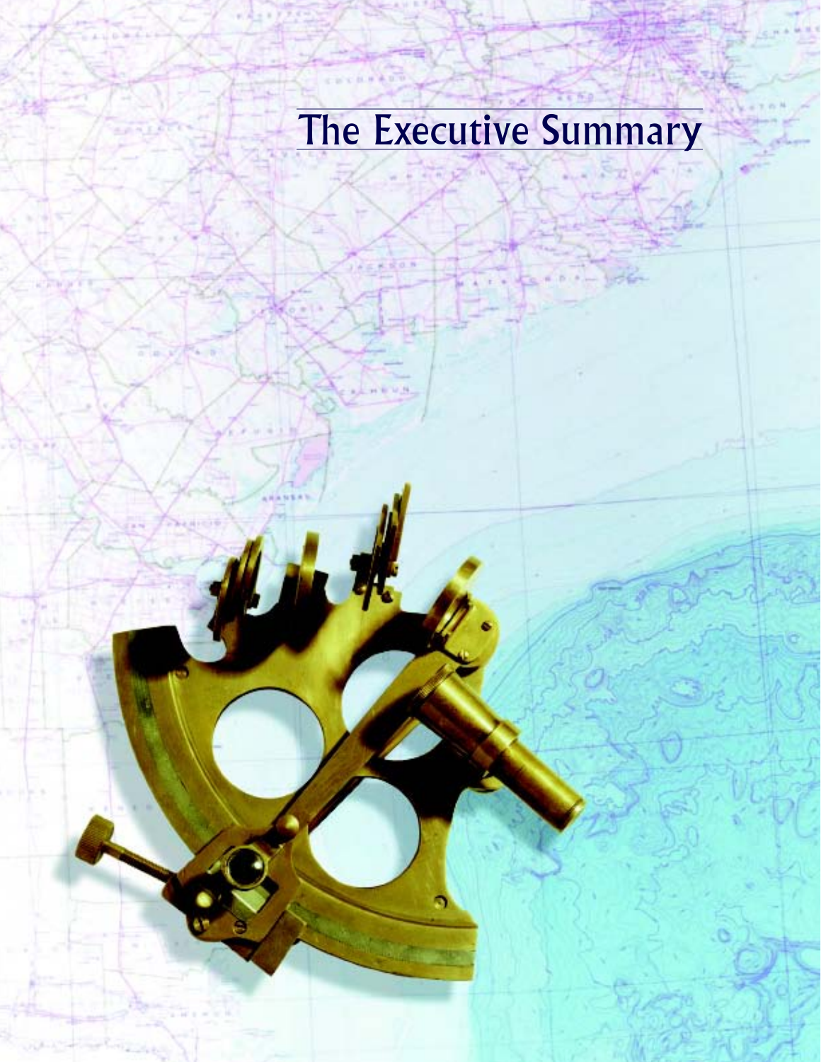# The Executive Summary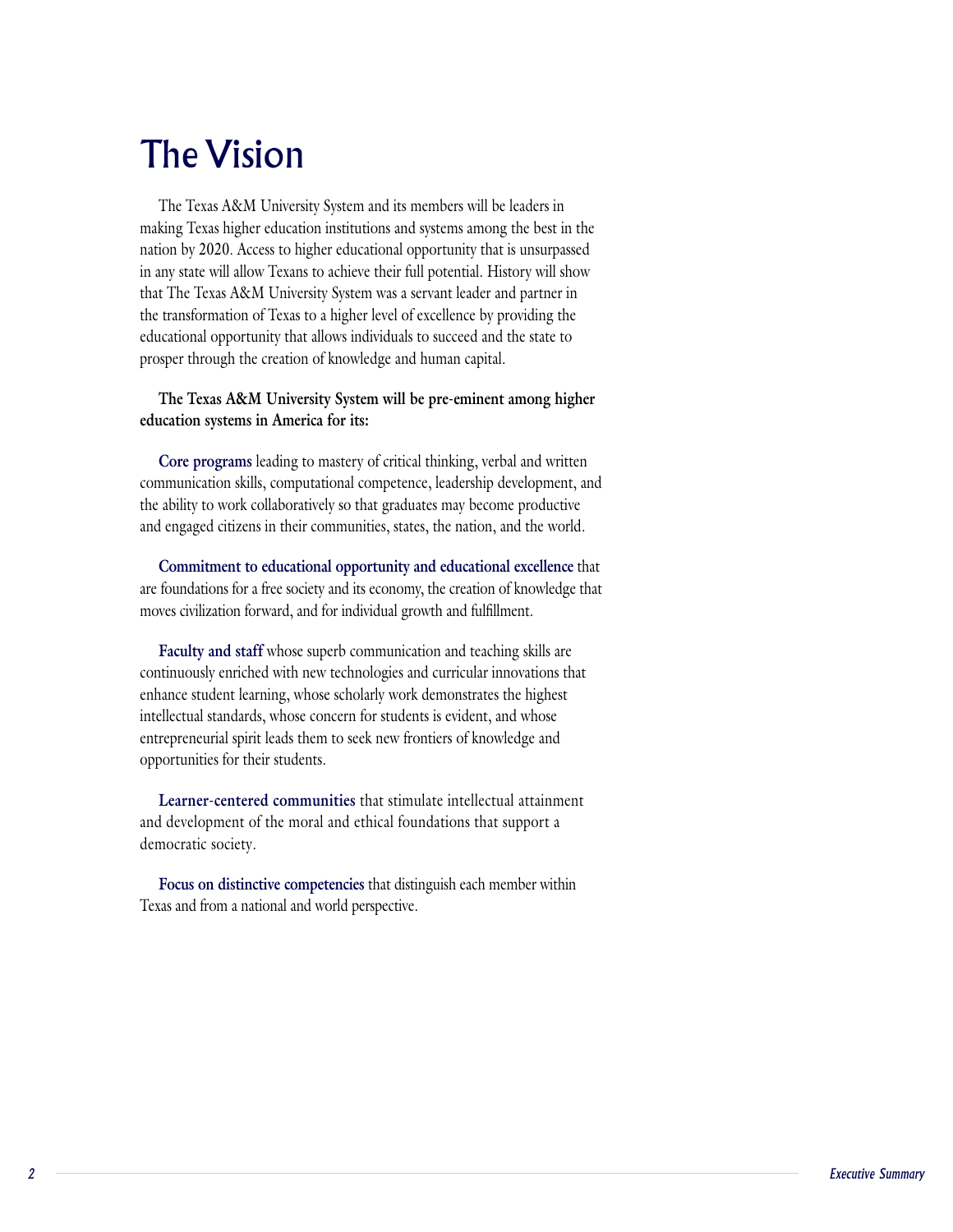# The Vision

The Texas A&M University System and its members will be leaders in making Texas higher education institutions and systems among the best in the nation by 2020. Access to higher educational opportunity that is unsurpassed in any state will allow Texans to achieve their full potential. History will show that The Texas A&M University System was a servant leader and partner in the transformation of Texas to a higher level of excellence by providing the educational opportunity that allows individuals to succeed and the state to prosper through the creation of knowledge and human capital.

**The Texas A&M University System will be pre-eminent among higher education systems in America for its:**

**Core programs** leading to mastery of critical thinking, verbal and written communication skills, computational competence, leadership development, and the ability to work collaboratively so that graduates may become productive and engaged citizens in their communities, states, the nation, and the world.

**Commitment to educational opportunity and educational excellence** that are foundations for a free society and its economy, the creation of knowledge that moves civilization forward, and for individual growth and fulfillment.

**Faculty and staff** whose superb communication and teaching skills are continuously enriched with new technologies and curricular innovations that enhance student learning, whose scholarly work demonstrates the highest intellectual standards, whose concern for students is evident, and whose entrepreneurial spirit leads them to seek new frontiers of knowledge and opportunities for their students.

**Learner-centered communities** that stimulate intellectual attainment and development of the moral and ethical foundations that support a democratic society.

**Focus on distinctive competencies** that distinguish each member within Texas and from a national and world perspective.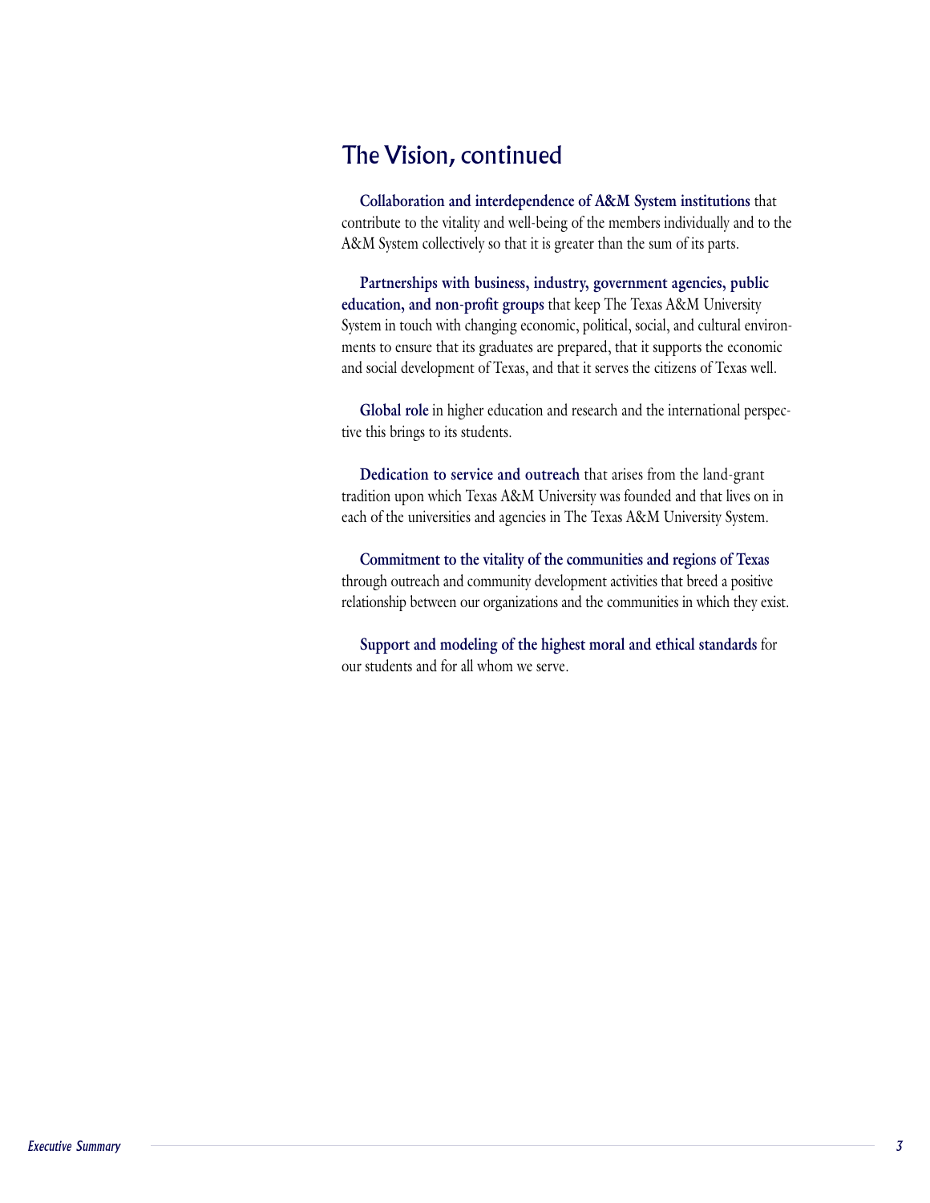## The Vision, continued

**Collaboration and interdependence of A&M System institutions** that contribute to the vitality and well-being of the members individually and to the A&M System collectively so that it is greater than the sum of its parts.

**Partnerships with business, industry, government agencies, public education, and non-profit groups** that keep The Texas A&M University System in touch with changing economic, political, social, and cultural environments to ensure that its graduates are prepared, that it supports the economic and social development of Texas, and that it serves the citizens of Texas well.

**Global role** in higher education and research and the international perspective this brings to its students.

**Dedication to service and outreach** that arises from the land-grant tradition upon which Texas A&M University was founded and that lives on in each of the universities and agencies in The Texas A&M University System.

**Commitment to the vitality of the communities and regions of Texas** through outreach and community development activities that breed a positive relationship between our organizations and the communities in which they exist.

**Support and modeling of the highest moral and ethical standards** for our students and for all whom we serve.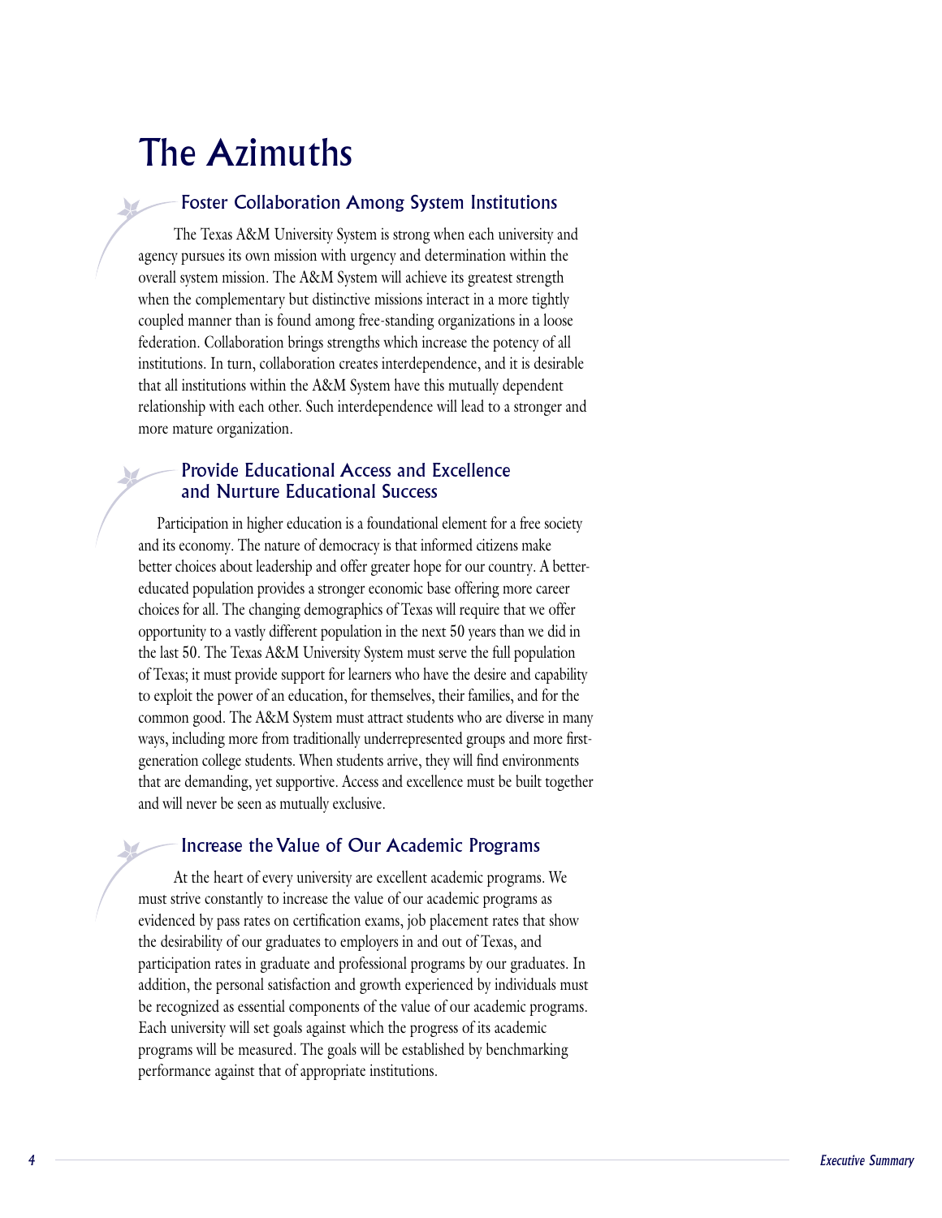# The Azimuths

## Foster Collaboration Among System Institutions

The Texas A&M University System is strong when each university and agency pursues its own mission with urgency and determination within the overall system mission. The A&M System will achieve its greatest strength when the complementary but distinctive missions interact in a more tightly coupled manner than is found among free-standing organizations in a loose federation. Collaboration brings strengths which increase the potency of all institutions. In turn, collaboration creates interdependence, and it is desirable that all institutions within the A&M System have this mutually dependent relationship with each other. Such interdependence will lead to a stronger and more mature organization.

## Provide Educational Access and Excellence and Nurture Educational Success

Participation in higher education is a foundational element for a free society and its economy. The nature of democracy is that informed citizens make better choices about leadership and offer greater hope for our country. A better-educated population provides a stronger economic base offering more career choices for all. The changing demographics of Texas will require that we offer opportunity to a vastly different population in the next 50 years than we did in the last 50. The Texas A&M University System must serve the full population of Texas; it must provide support for learners who have the desire and capability to exploit the power of an education, for themselves, their families, and for the common good. The A&M System must attract students who are diverse in many ways, including more from traditionally underrepresented groups and more first-generation college students. When students arrive, they will find environments that are demanding, yet supportive. Access and excellence must be built together and will never be seen as mutually exclusive.

## Increase the Value of Our Academic Programs

At the heart of every university are excellent academic programs. We must strive constantly to increase the value of our academic programs as evidenced by pass rates on certification exams, job placement rates that show the desirability of our graduates to employers in and out of Texas, and participation rates in graduate and professional programs by our graduates. In addition, the personal satisfaction and growth experienced by individuals must be recognized as essential components of the value of our academic programs. Each university will set goals against which the progress of its academic programs will be measured. The goals will be established by benchmarking performance against that of appropriate institutions.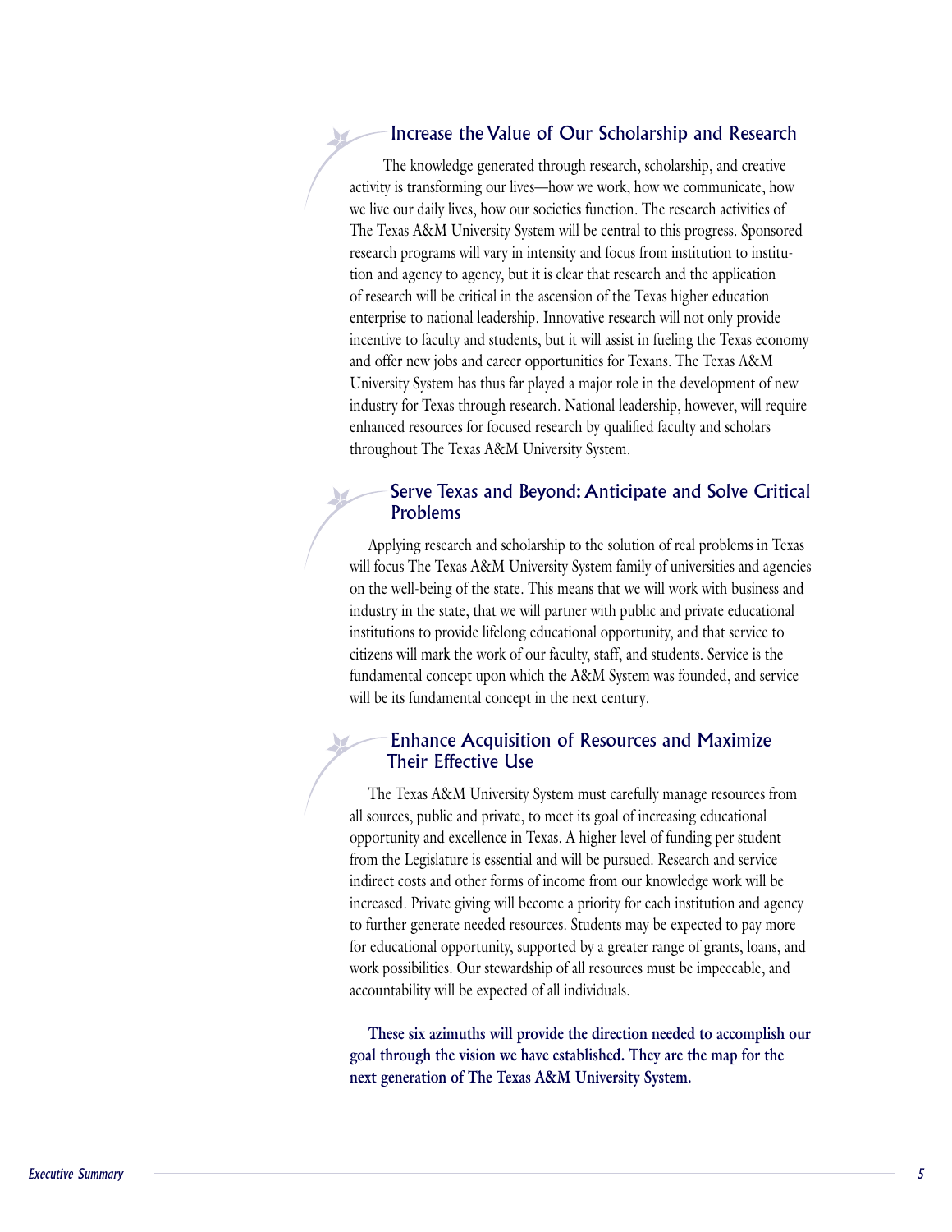## Increase the Value of Our Scholarship and Research

The knowledge generated through research, scholarship, and creative activity is transforming our lives—how we work, how we communicate, how we live our daily lives, how our societies function. The research activities of The Texas A&M University System will be central to this progress. Sponsored research programs will vary in intensity and focus from institution to institution and agency to agency, but it is clear that research and the application of research will be critical in the ascension of the Texas higher education enterprise to national leadership. Innovative research will not only provide incentive to faculty and students, but it will assist in fueling the Texas economy and offer new jobs and career opportunities for Texans. The Texas A&M University System has thus far played a major role in the development of new industry for Texas through research. National leadership, however, will require enhanced resources for focused research by qualified faculty and scholars throughout The Texas A&M University System.

## Serve Texas and Beyond: Anticipate and Solve Critical Problems

Applying research and scholarship to the solution of real problems in Texas will focus The Texas A&M University System family of universities and agencies on the well-being of the state. This means that we will work with business and industry in the state, that we will partner with public and private educational institutions to provide lifelong educational opportunity, and that service to citizens will mark the work of our faculty, staff, and students. Service is the fundamental concept upon which the A&M System was founded, and service will be its fundamental concept in the next century.

## Enhance Acquisition of Resources and Maximize Their Effective Use

The Texas A&M University System must carefully manage resources from all sources, public and private, to meet its goal of increasing educational opportunity and excellence in Texas. A higher level of funding per student from the Legislature is essential and will be pursued. Research and service indirect costs and other forms of income from our knowledge work will be increased. Private giving will become a priority for each institution and agency to further generate needed resources. Students may be expected to pay more for educational opportunity, supported by a greater range of grants, loans, and work possibilities. Our stewardship of all resources must be impeccable, and accountability will be expected of all individuals.

**These six azimuths will provide the direction needed to accomplish our goal through the vision we have established. They are the map for the next generation of The Texas A&M University System.**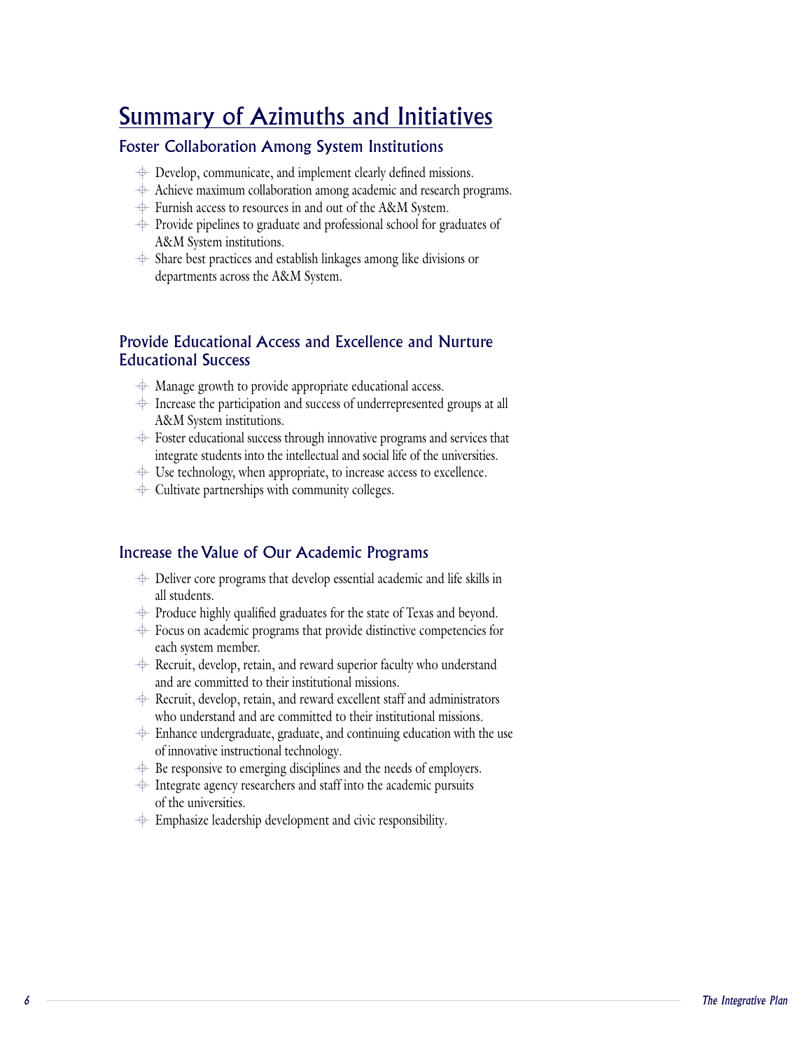# Summary of Azimuths and Initiatives

## Foster Collaboration Among System Institutions

- Develop, communicate, and implement clearly defined missions.
- Achieve maximum collaboration among academic and research programs.
- Furnish access to resources in and out of the A&M System.
- Provide pipelines to graduate and professional school for graduates of A&M System institutions.
- Share best practices and establish linkages among like divisions or departments across the A&M System.

## Provide Educational Access and Excellence and Nurture Educational Success

- Manage growth to provide appropriate educational access.
- Increase the participation and success of underrepresented groups at all A&M System institutions.
- Foster educational success through innovative programs and services that integrate students into the intellectual and social life of the universities.
- Use technology, when appropriate, to increase access to excellence.
- Cultivate partnerships with community colleges.

## Increase the Value of Our Academic Programs

- Deliver core programs that develop essential academic and life skills in all students.
- Produce highly qualified graduates for the state of Texas and beyond.
- Focus on academic programs that provide distinctive competencies for each system member.
- Recruit, develop, retain, and reward superior faculty who understand and are committed to their institutional missions.
- Recruit, develop, retain, and reward excellent staff and administrators who understand and are committed to their institutional missions.
- Enhance undergraduate, graduate, and continuing education with the use of innovative instructional technology.
- Be responsive to emerging disciplines and the needs of employers.
- Integrate agency researchers and staff into the academic pursuits of the universities.
- Emphasize leadership development and civic responsibility.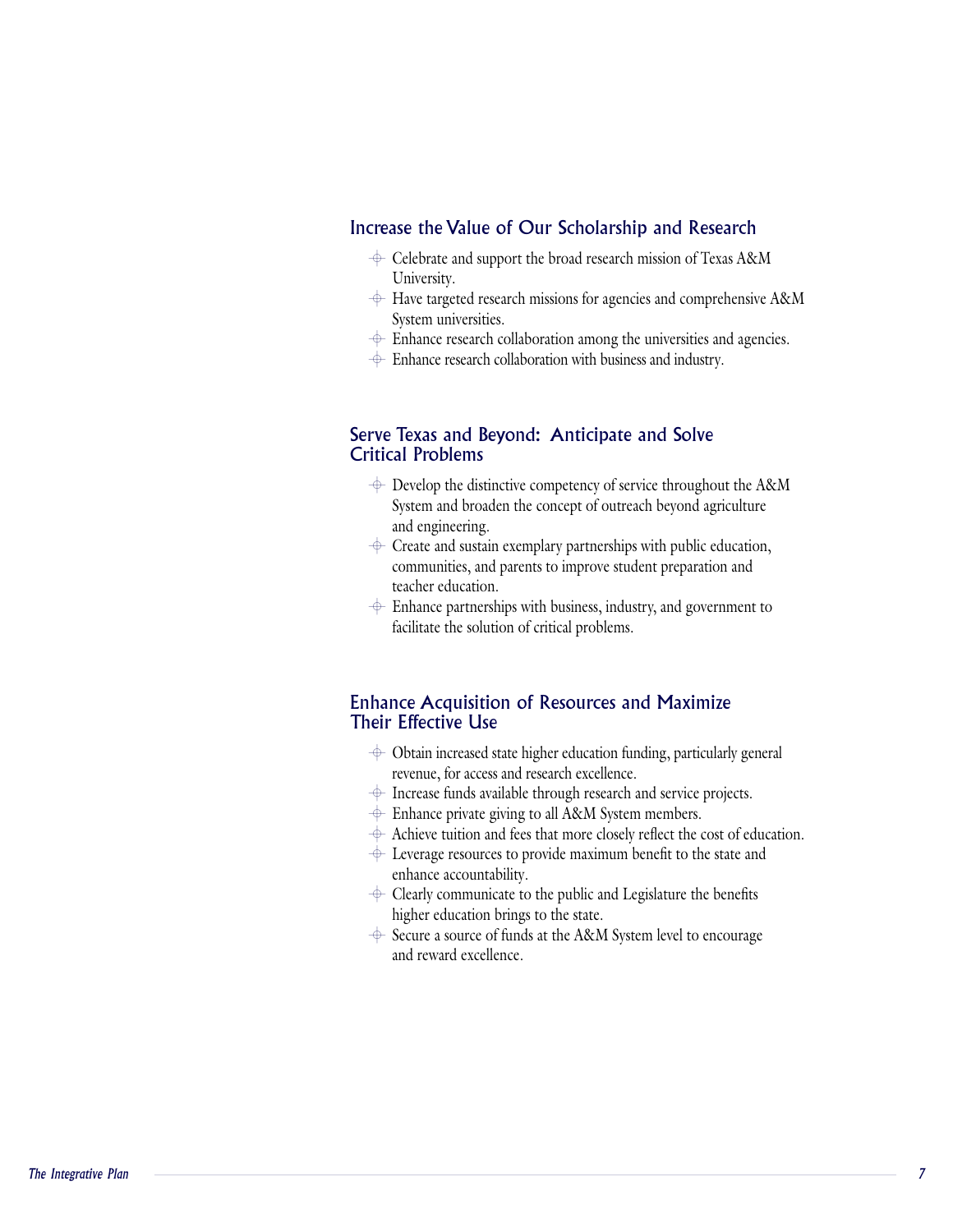## Increase the Value of Our Scholarship and Research

- Celebrate and support the broad research mission of Texas A&M University.
- Have targeted research missions for agencies and comprehensive A&M System universities.
- Enhance research collaboration among the universities and agencies.
- Enhance research collaboration with business and industry.

## Serve Texas and Beyond: Anticipate and Solve Critical Problems

- Develop the distinctive competency of service throughout the A&M System and broaden the concept of outreach beyond agriculture and engineering.
- Create and sustain exemplary partnerships with public education, communities, and parents to improve student preparation and teacher education.
- Enhance partnerships with business, industry, and government to facilitate the solution of critical problems.

## Enhance Acquisition of Resources and Maximize Their Effective Use

- Obtain increased state higher education funding, particularly general revenue, for access and research excellence.
- Increase funds available through research and service projects.
- Enhance private giving to all A&M System members.
- Achieve tuition and fees that more closely reflect the cost of education.
- Leverage resources to provide maximum benefit to the state and enhance accountability.
- Clearly communicate to the public and Legislature the benefits higher education brings to the state.
- Secure a source of funds at the A&M System level to encourage and reward excellence.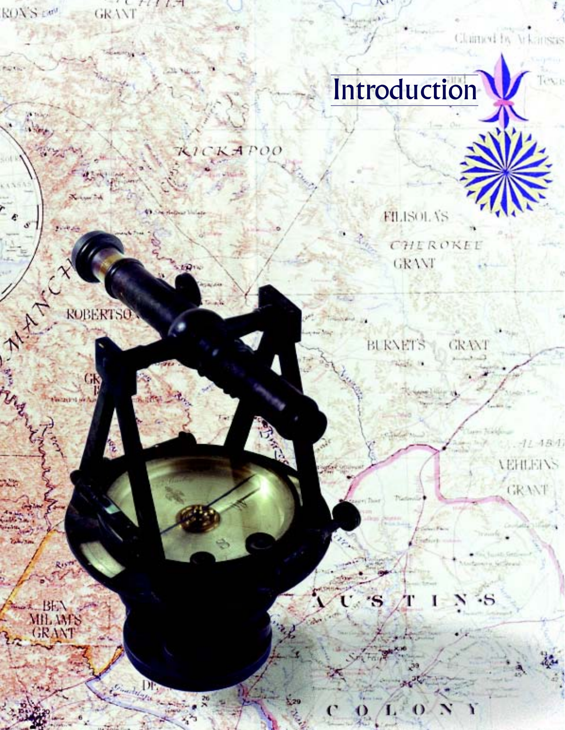# Introduction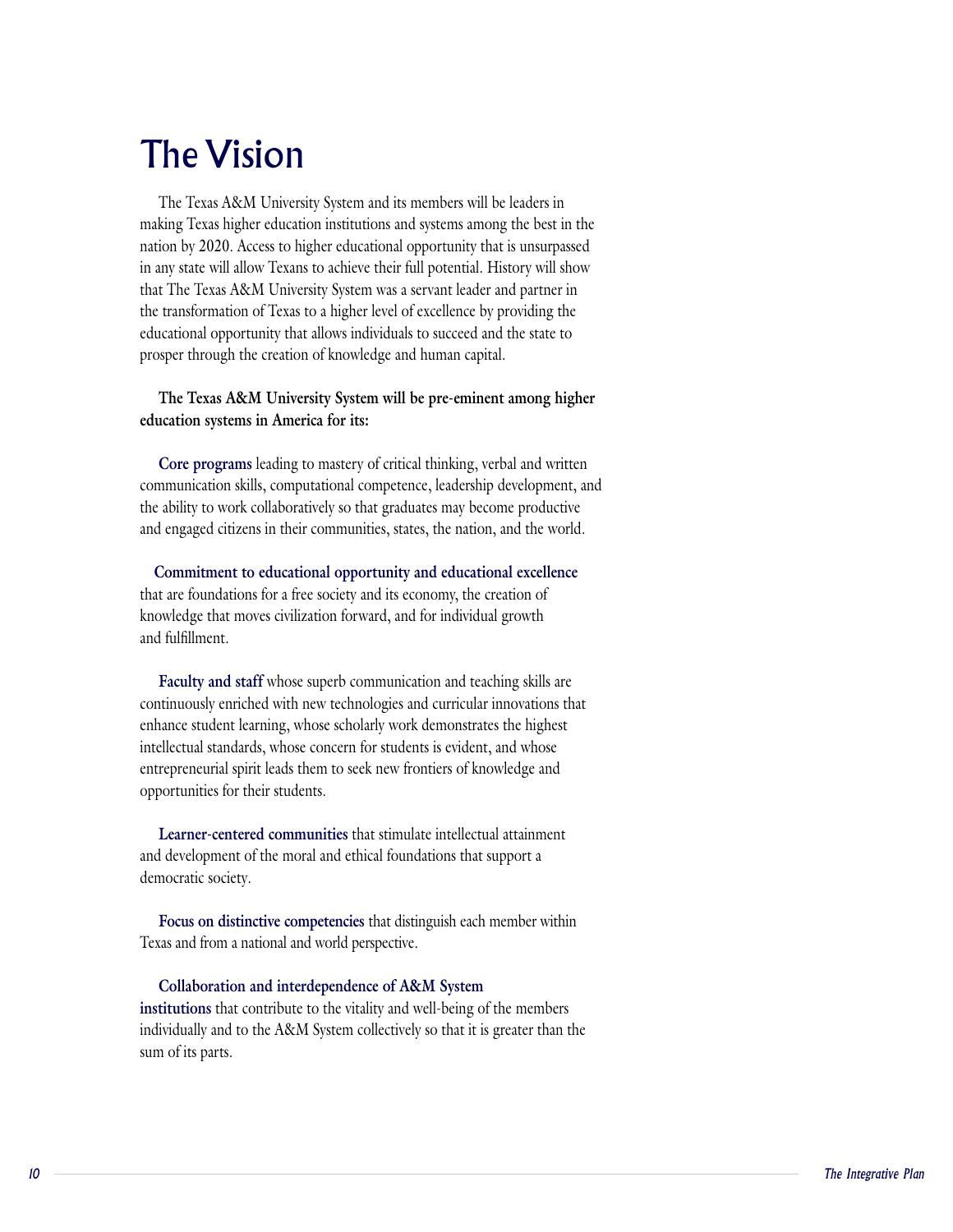# The Vision

The Texas A&M University System and its members will be leaders in making Texas higher education institutions and systems among the best in the nation by 2020. Access to higher educational opportunity that is unsurpassed in any state will allow Texans to achieve their full potential. History will show that The Texas A&M University System was a servant leader and partner in the transformation of Texas to a higher level of excellence by providing the educational opportunity that allows individuals to succeed and the state to prosper through the creation of knowledge and human capital.

**The Texas A&M University System will be pre-eminent among higher education systems in America for its:**

**Core programs** leading to mastery of critical thinking, verbal and written communication skills, computational competence, leadership development, and the ability to work collaboratively so that graduates may become productive and engaged citizens in their communities, states, the nation, and the world.

**Commitment to educational opportunity and educational excellence** that are foundations for a free society and its economy, the creation of knowledge that moves civilization forward, and for individual growth and fulfillment.

**Faculty and staff** whose superb communication and teaching skills are continuously enriched with new technologies and curricular innovations that enhance student learning, whose scholarly work demonstrates the highest intellectual standards, whose concern for students is evident, and whose entrepreneurial spirit leads them to seek new frontiers of knowledge and opportunities for their students.

**Learner-centered communities** that stimulate intellectual attainment and development of the moral and ethical foundations that support a democratic society.

**Focus on distinctive competencies** that distinguish each member within Texas and from a national and world perspective.

**Collaboration and interdependence of A&M System institutions** that contribute to the vitality and well-being of the members individually and to the A&M System collectively so that it is greater than the sum of its parts.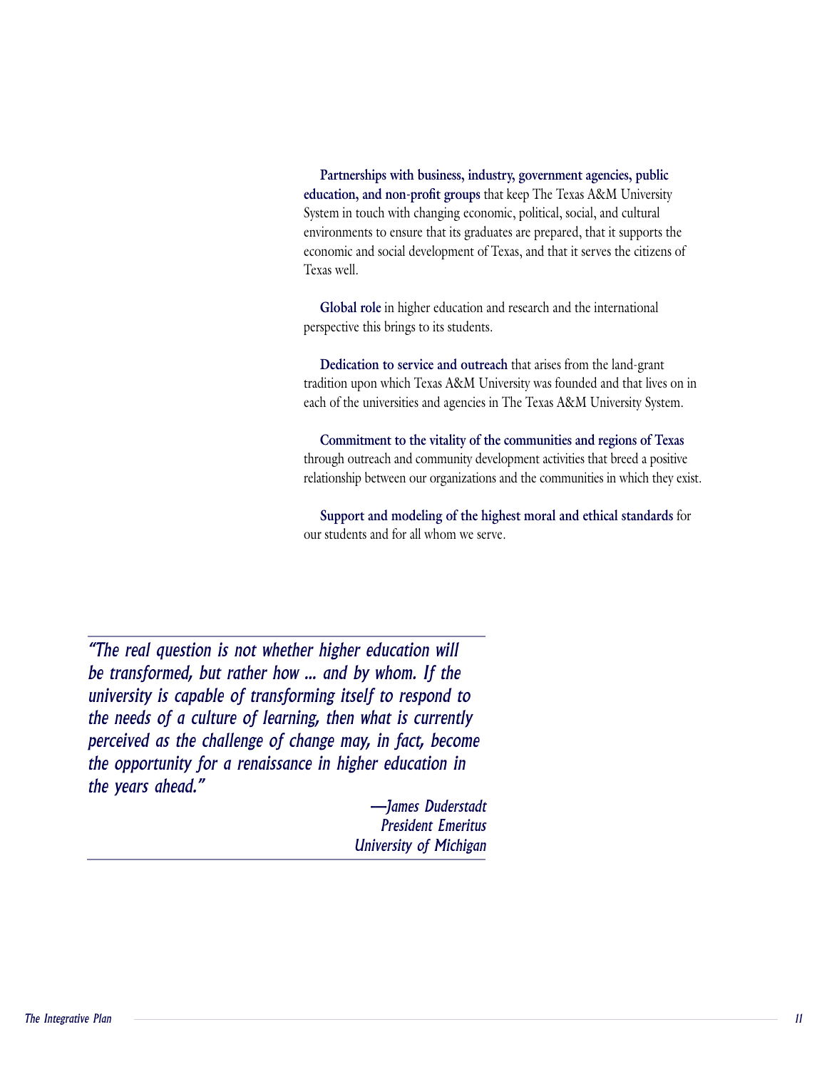**Partnerships with business, industry, government agencies, public education, and non-profit groups** that keep The Texas A&M University System in touch with changing economic, political, social, and cultural environments to ensure that its graduates are prepared, that it supports the economic and social development of Texas, and that it serves the citizens of Texas well.

**Global role** in higher education and research and the international perspective this brings to its students.

**Dedication to service and outreach** that arises from the land-grant tradition upon which Texas A&M University was founded and that lives on in each of the universities and agencies in The Texas A&M University System.

**Commitment to the vitality of the communities and regions of Texas** through outreach and community development activities that breed a positive relationship between our organizations and the communities in which they exist.

**Support and modeling of the highest moral and ethical standards** for our students and for all whom we serve.

> *"The real question is not whether higher education will be transformed, but rather how ... and by whom. If the university is capable of transforming itself to respond to the needs of a culture of learning, then what is currently perceived as the challenge of change may, in fact, become the opportunity for a renaissance in higher education in the years ahead."*
>
> *—James Duderstadt*
> *President Emeritus*
> *University of Michigan*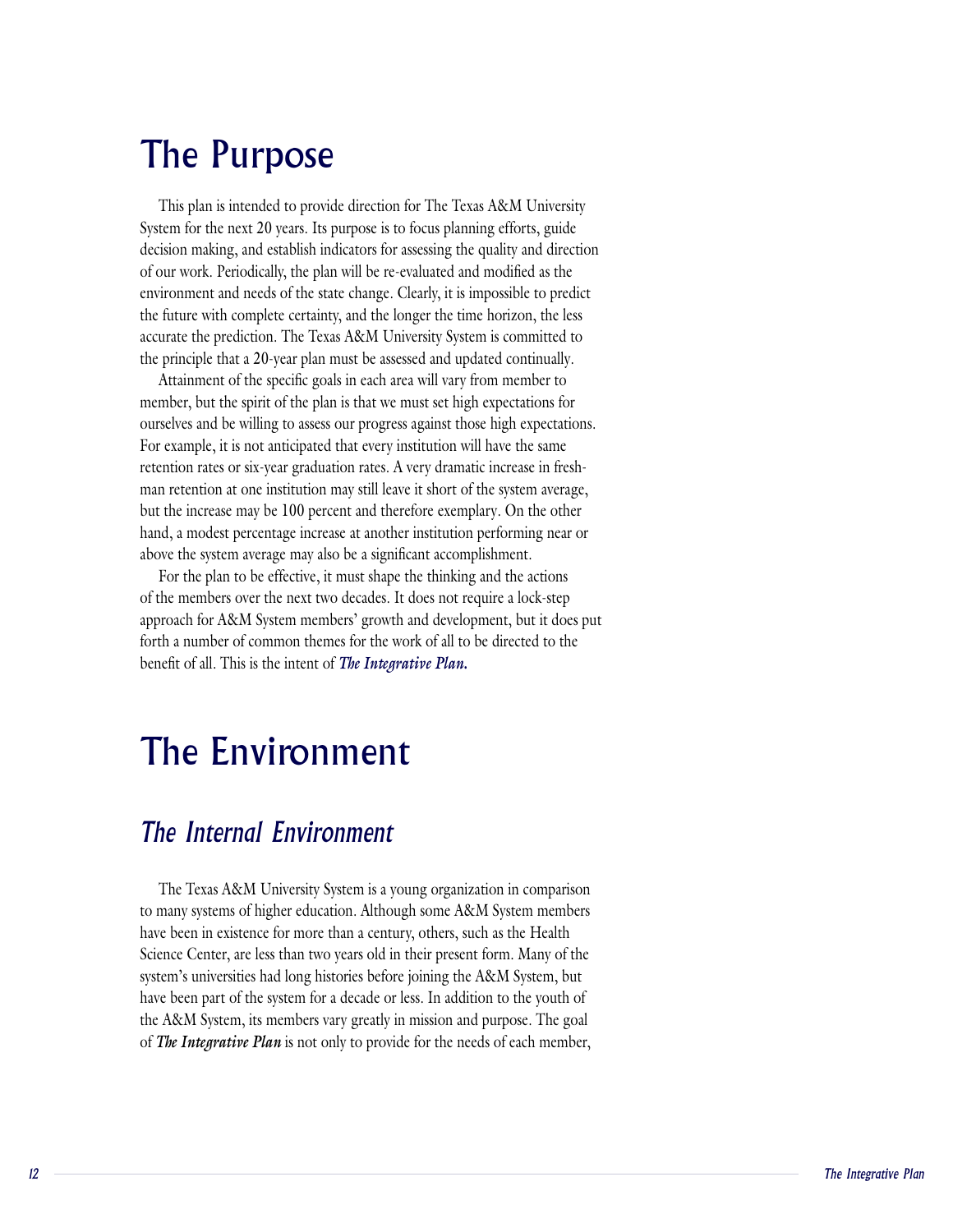# The Purpose

This plan is intended to provide direction for The Texas A&M University System for the next 20 years. Its purpose is to focus planning efforts, guide decision making, and establish indicators for assessing the quality and direction of our work. Periodically, the plan will be re-evaluated and modified as the environment and needs of the state change. Clearly, it is impossible to predict the future with complete certainty, and the longer the time horizon, the less accurate the prediction. The Texas A&M University System is committed to the principle that a 20-year plan must be assessed and updated continually.

Attainment of the specific goals in each area will vary from member to member, but the spirit of the plan is that we must set high expectations for ourselves and be willing to assess our progress against those high expectations. For example, it is not anticipated that every institution will have the same retention rates or six-year graduation rates. A very dramatic increase in freshman retention at one institution may still leave it short of the system average, but the increase may be 100 percent and therefore exemplary. On the other hand, a modest percentage increase at another institution performing near or above the system average may also be a significant accomplishment.

For the plan to be effective, it must shape the thinking and the actions of the members over the next two decades. It does not require a lock-step approach for A&M System members' growth and development, but it does put forth a number of common themes for the work of all to be directed to the benefit of all. This is the intent of ***The Integrative Plan.***

# The Environment

## *The Internal Environment*

The Texas A&M University System is a young organization in comparison to many systems of higher education. Although some A&M System members have been in existence for more than a century, others, such as the Health Science Center, are less than two years old in their present form. Many of the system's universities had long histories before joining the A&M System, but have been part of the system for a decade or less. In addition to the youth of the A&M System, its members vary greatly in mission and purpose. The goal of ***The Integrative Plan*** is not only to provide for the needs of each member,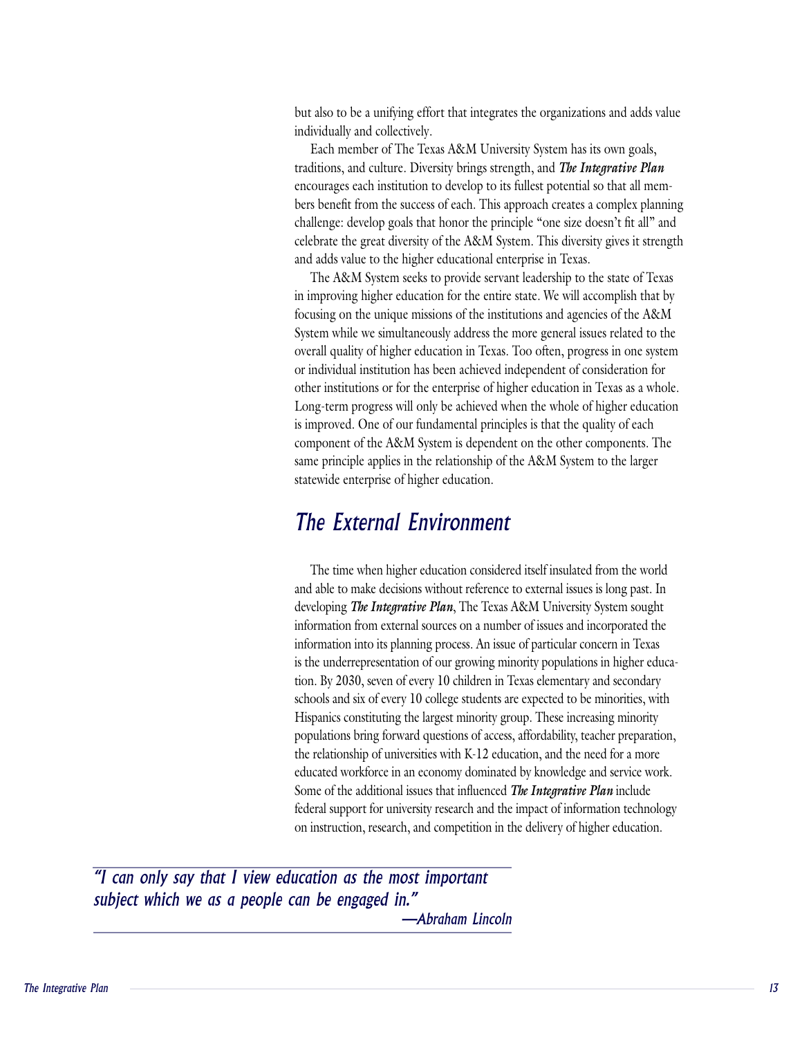but also to be a unifying effort that integrates the organizations and adds value individually and collectively.

Each member of The Texas A&M University System has its own goals, traditions, and culture. Diversity brings strength, and ***The Integrative Plan*** encourages each institution to develop to its fullest potential so that all members benefit from the success of each. This approach creates a complex planning challenge: develop goals that honor the principle "one size doesn't fit all" and celebrate the great diversity of the A&M System. This diversity gives it strength and adds value to the higher educational enterprise in Texas.

The A&M System seeks to provide servant leadership to the state of Texas in improving higher education for the entire state. We will accomplish that by focusing on the unique missions of the institutions and agencies of the A&M System while we simultaneously address the more general issues related to the overall quality of higher education in Texas. Too often, progress in one system or individual institution has been achieved independent of consideration for other institutions or for the enterprise of higher education in Texas as a whole. Long-term progress will only be achieved when the whole of higher education is improved. One of our fundamental principles is that the quality of each component of the A&M System is dependent on the other components. The same principle applies in the relationship of the A&M System to the larger statewide enterprise of higher education.

## *The External Environment*

The time when higher education considered itself insulated from the world and able to make decisions without reference to external issues is long past. In developing ***The Integrative Plan***, The Texas A&M University System sought information from external sources on a number of issues and incorporated the information into its planning process. An issue of particular concern in Texas is the underrepresentation of our growing minority populations in higher education. By 2030, seven of every 10 children in Texas elementary and secondary schools and six of every 10 college students are expected to be minorities, with Hispanics constituting the largest minority group. These increasing minority populations bring forward questions of access, affordability, teacher preparation, the relationship of universities with K-12 education, and the need for a more educated workforce in an economy dominated by knowledge and service work. Some of the additional issues that influenced ***The Integrative Plan*** include federal support for university research and the impact of information technology on instruction, research, and competition in the delivery of higher education.

> *"I can only say that I view education as the most important subject which we as a people can be engaged in."*
>
> *—Abraham Lincoln*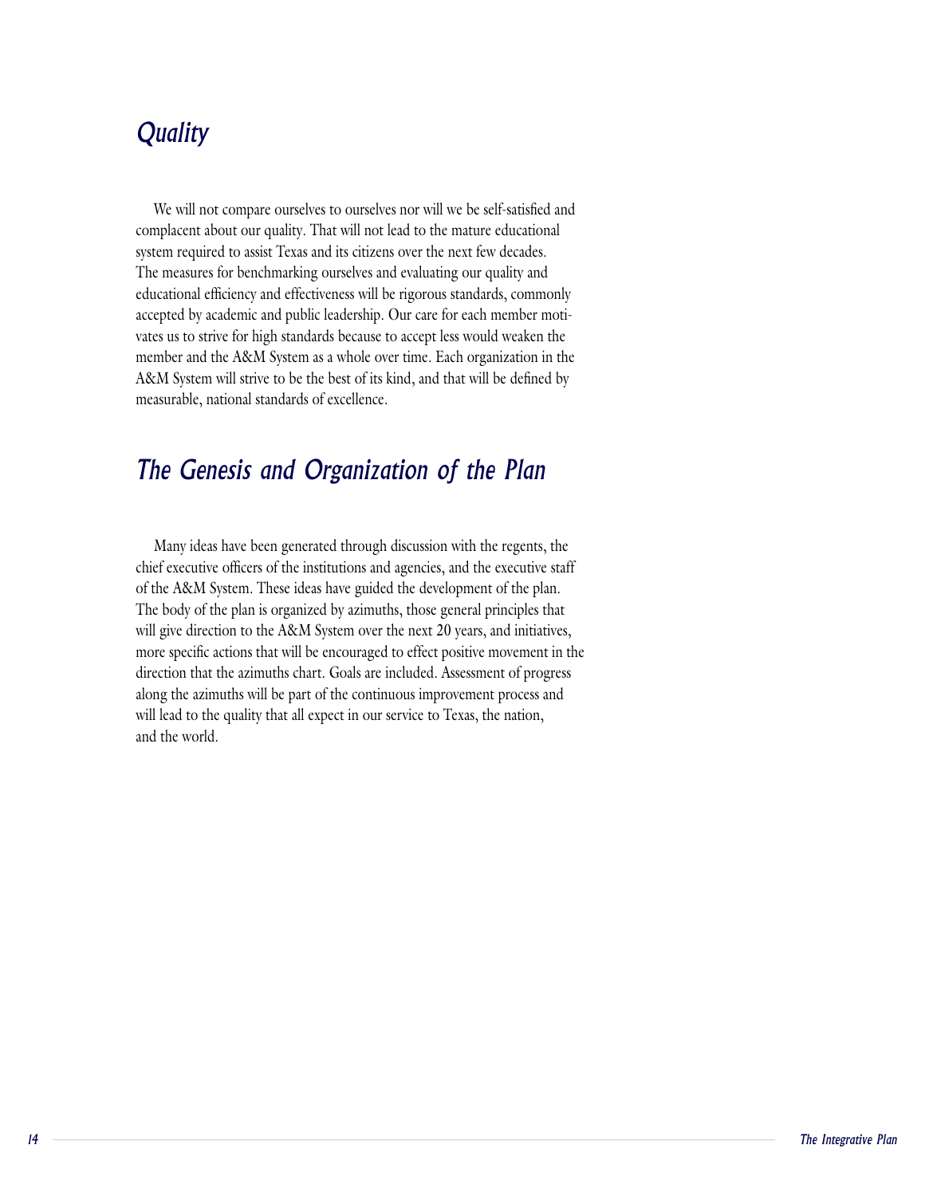## *Quality*

We will not compare ourselves to ourselves nor will we be self-satisfied and complacent about our quality. That will not lead to the mature educational system required to assist Texas and its citizens over the next few decades. The measures for benchmarking ourselves and evaluating our quality and educational efficiency and effectiveness will be rigorous standards, commonly accepted by academic and public leadership. Our care for each member motivates us to strive for high standards because to accept less would weaken the member and the A&M System as a whole over time. Each organization in the A&M System will strive to be the best of its kind, and that will be defined by measurable, national standards of excellence.

## *The Genesis and Organization of the Plan*

Many ideas have been generated through discussion with the regents, the chief executive officers of the institutions and agencies, and the executive staff of the A&M System. These ideas have guided the development of the plan. The body of the plan is organized by azimuths, those general principles that will give direction to the A&M System over the next 20 years, and initiatives, more specific actions that will be encouraged to effect positive movement in the direction that the azimuths chart. Goals are included. Assessment of progress along the azimuths will be part of the continuous improvement process and will lead to the quality that all expect in our service to Texas, the nation, and the world.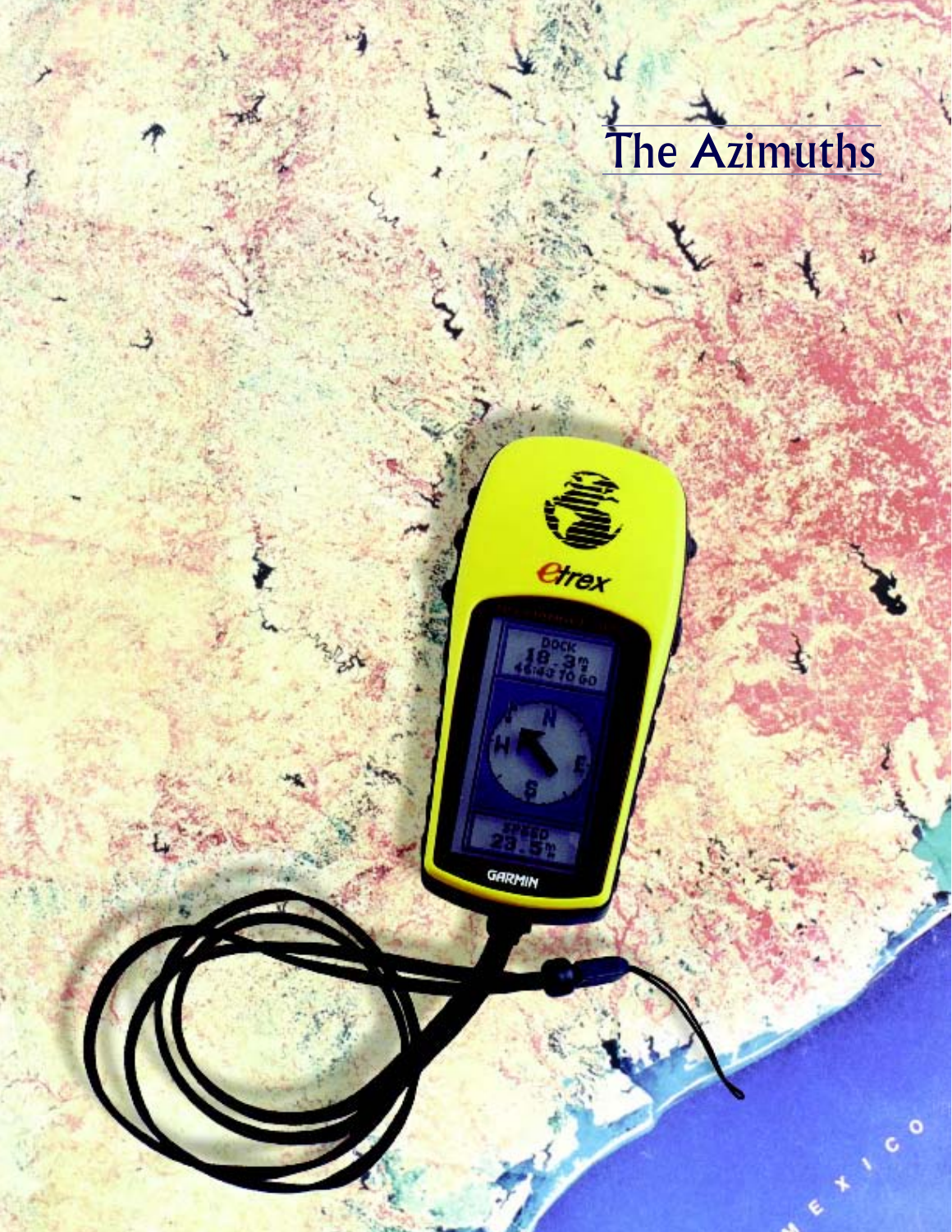# The Azimuths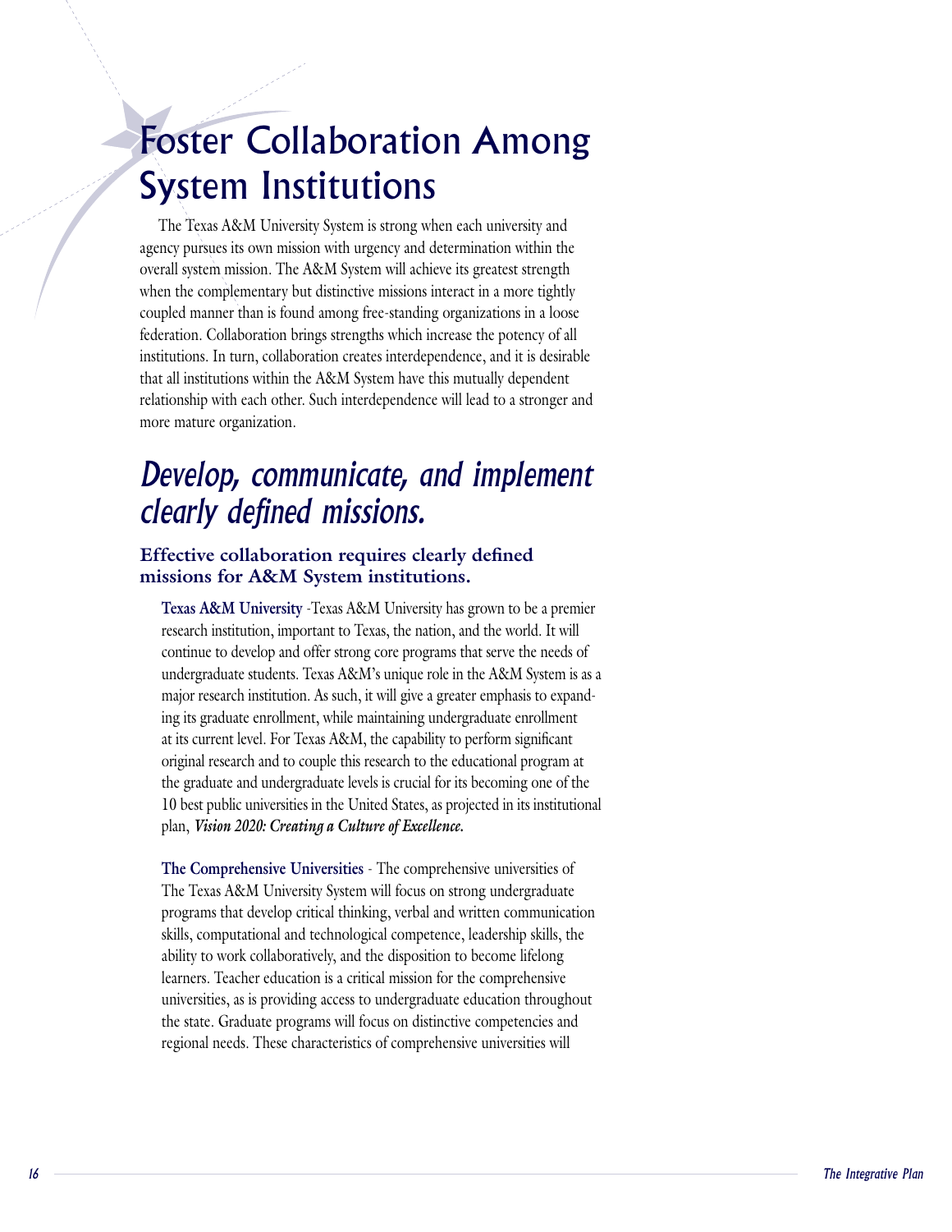# Foster Collaboration Among System Institutions

The Texas A&M University System is strong when each university and agency pursues its own mission with urgency and determination within the overall system mission. The A&M System will achieve its greatest strength when the complementary but distinctive missions interact in a more tightly coupled manner than is found among free-standing organizations in a loose federation. Collaboration brings strengths which increase the potency of all institutions. In turn, collaboration creates interdependence, and it is desirable that all institutions within the A&M System have this mutually dependent relationship with each other. Such interdependence will lead to a stronger and more mature organization.

## *Develop, communicate, and implement clearly defined missions.*

### Effective collaboration requires clearly defined missions for A&M System institutions.

**Texas A&M University** -Texas A&M University has grown to be a premier research institution, important to Texas, the nation, and the world. It will continue to develop and offer strong core programs that serve the needs of undergraduate students. Texas A&M's unique role in the A&M System is as a major research institution. As such, it will give a greater emphasis to expanding its graduate enrollment, while maintaining undergraduate enrollment at its current level. For Texas A&M, the capability to perform significant original research and to couple this research to the educational program at the graduate and undergraduate levels is crucial for its becoming one of the 10 best public universities in the United States, as projected in its institutional plan, ***Vision 2020: Creating a Culture of Excellence.***

**The Comprehensive Universities** - The comprehensive universities of The Texas A&M University System will focus on strong undergraduate programs that develop critical thinking, verbal and written communication skills, computational and technological competence, leadership skills, the ability to work collaboratively, and the disposition to become lifelong learners. Teacher education is a critical mission for the comprehensive universities, as is providing access to undergraduate education throughout the state. Graduate programs will focus on distinctive competencies and regional needs. These characteristics of comprehensive universities will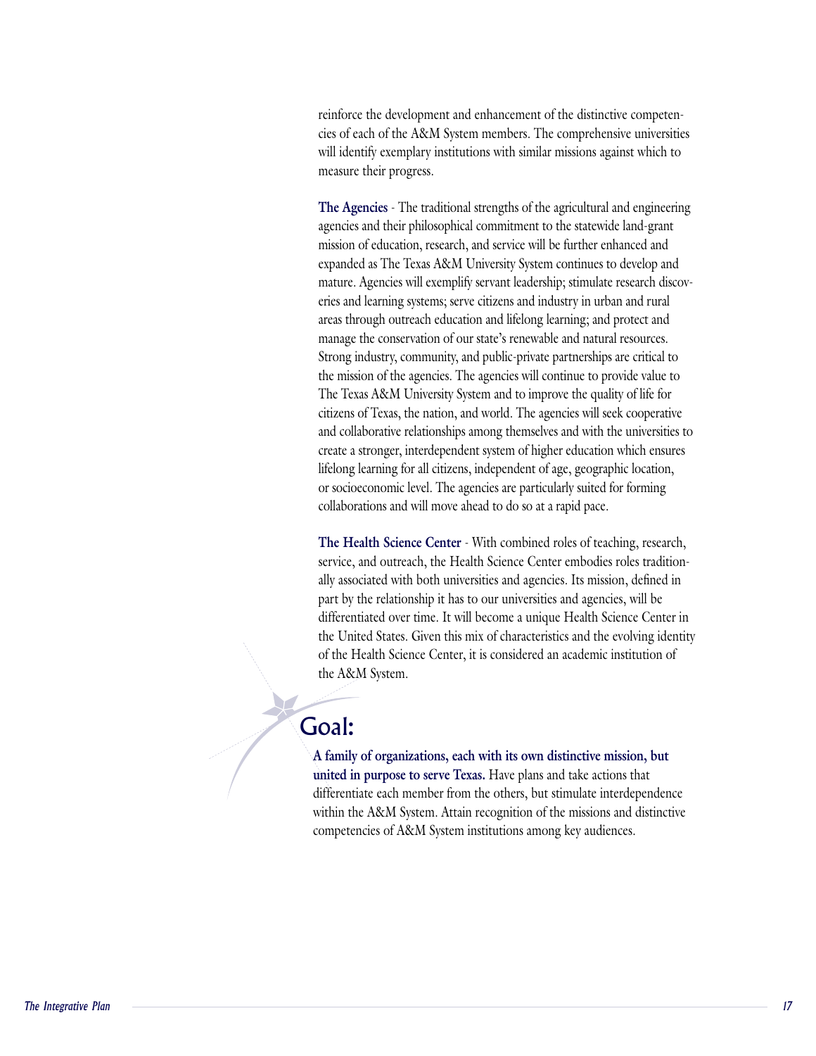reinforce the development and enhancement of the distinctive competencies of each of the A&M System members. The comprehensive universities will identify exemplary institutions with similar missions against which to measure their progress.

**The Agencies** - The traditional strengths of the agricultural and engineering agencies and their philosophical commitment to the statewide land-grant mission of education, research, and service will be further enhanced and expanded as The Texas A&M University System continues to develop and mature. Agencies will exemplify servant leadership; stimulate research discoveries and learning systems; serve citizens and industry in urban and rural areas through outreach education and lifelong learning; and protect and manage the conservation of our state's renewable and natural resources. Strong industry, community, and public-private partnerships are critical to the mission of the agencies. The agencies will continue to provide value to The Texas A&M University System and to improve the quality of life for citizens of Texas, the nation, and world. The agencies will seek cooperative and collaborative relationships among themselves and with the universities to create a stronger, interdependent system of higher education which ensures lifelong learning for all citizens, independent of age, geographic location, or socioeconomic level. The agencies are particularly suited for forming collaborations and will move ahead to do so at a rapid pace.

**The Health Science Center** - With combined roles of teaching, research, service, and outreach, the Health Science Center embodies roles traditionally associated with both universities and agencies. Its mission, defined in part by the relationship it has to our universities and agencies, will be differentiated over time. It will become a unique Health Science Center in the United States. Given this mix of characteristics and the evolving identity of the Health Science Center, it is considered an academic institution of the A&M System.

## Goal:

**A family of organizations, each with its own distinctive mission, but united in purpose to serve Texas.** Have plans and take actions that differentiate each member from the others, but stimulate interdependence within the A&M System. Attain recognition of the missions and distinctive competencies of A&M System institutions among key audiences.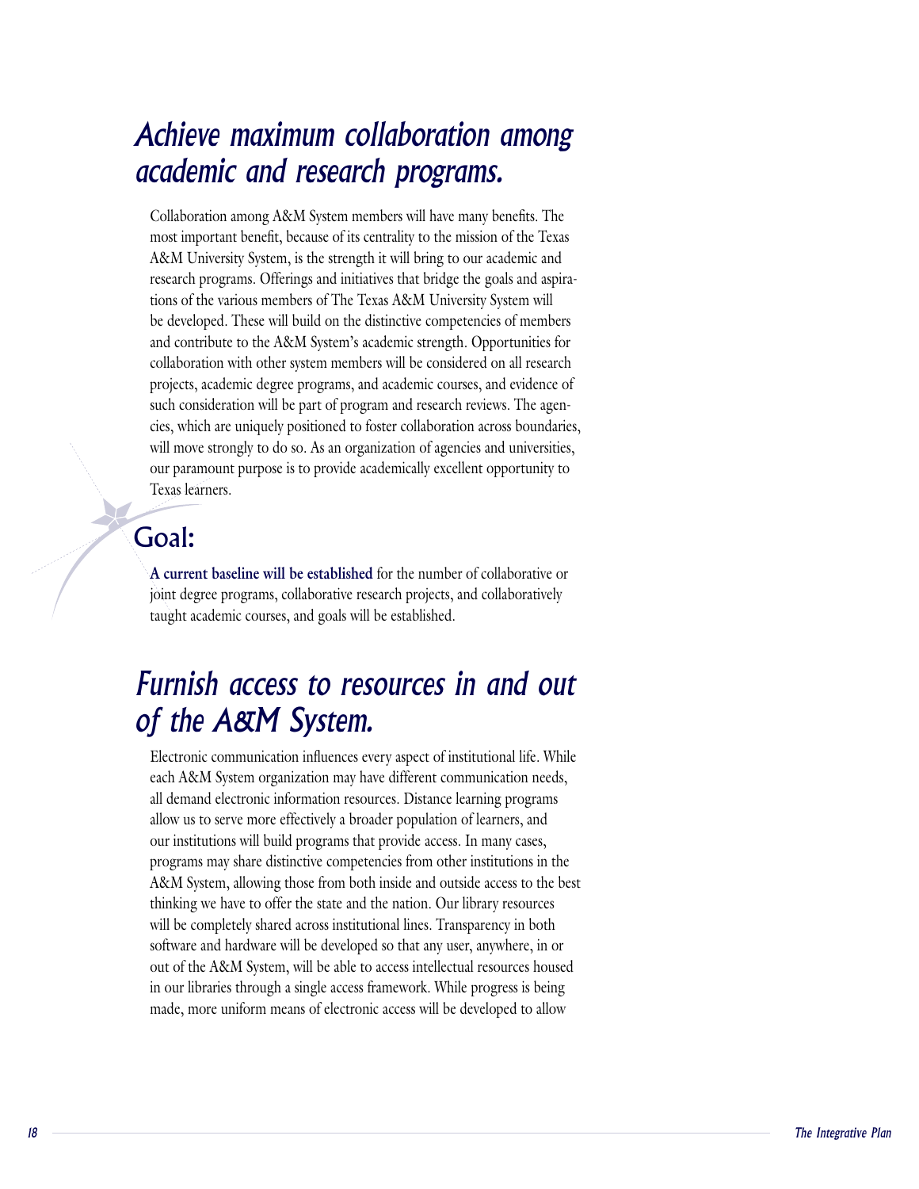## *Achieve maximum collaboration among academic and research programs.*

Collaboration among A&M System members will have many benefits. The most important benefit, because of its centrality to the mission of the Texas A&M University System, is the strength it will bring to our academic and research programs. Offerings and initiatives that bridge the goals and aspirations of the various members of The Texas A&M University System will be developed. These will build on the distinctive competencies of members and contribute to the A&M System's academic strength. Opportunities for collaboration with other system members will be considered on all research projects, academic degree programs, and academic courses, and evidence of such consideration will be part of program and research reviews. The agencies, which are uniquely positioned to foster collaboration across boundaries, will move strongly to do so. As an organization of agencies and universities, our paramount purpose is to provide academically excellent opportunity to Texas learners.

### Goal:

**A current baseline will be established** for the number of collaborative or joint degree programs, collaborative research projects, and collaboratively taught academic courses, and goals will be established.

## *Furnish access to resources in and out of the A&M System.*

Electronic communication influences every aspect of institutional life. While each A&M System organization may have different communication needs, all demand electronic information resources. Distance learning programs allow us to serve more effectively a broader population of learners, and our institutions will build programs that provide access. In many cases, programs may share distinctive competencies from other institutions in the A&M System, allowing those from both inside and outside access to the best thinking we have to offer the state and the nation. Our library resources will be completely shared across institutional lines. Transparency in both software and hardware will be developed so that any user, anywhere, in or out of the A&M System, will be able to access intellectual resources housed in our libraries through a single access framework. While progress is being made, more uniform means of electronic access will be developed to allow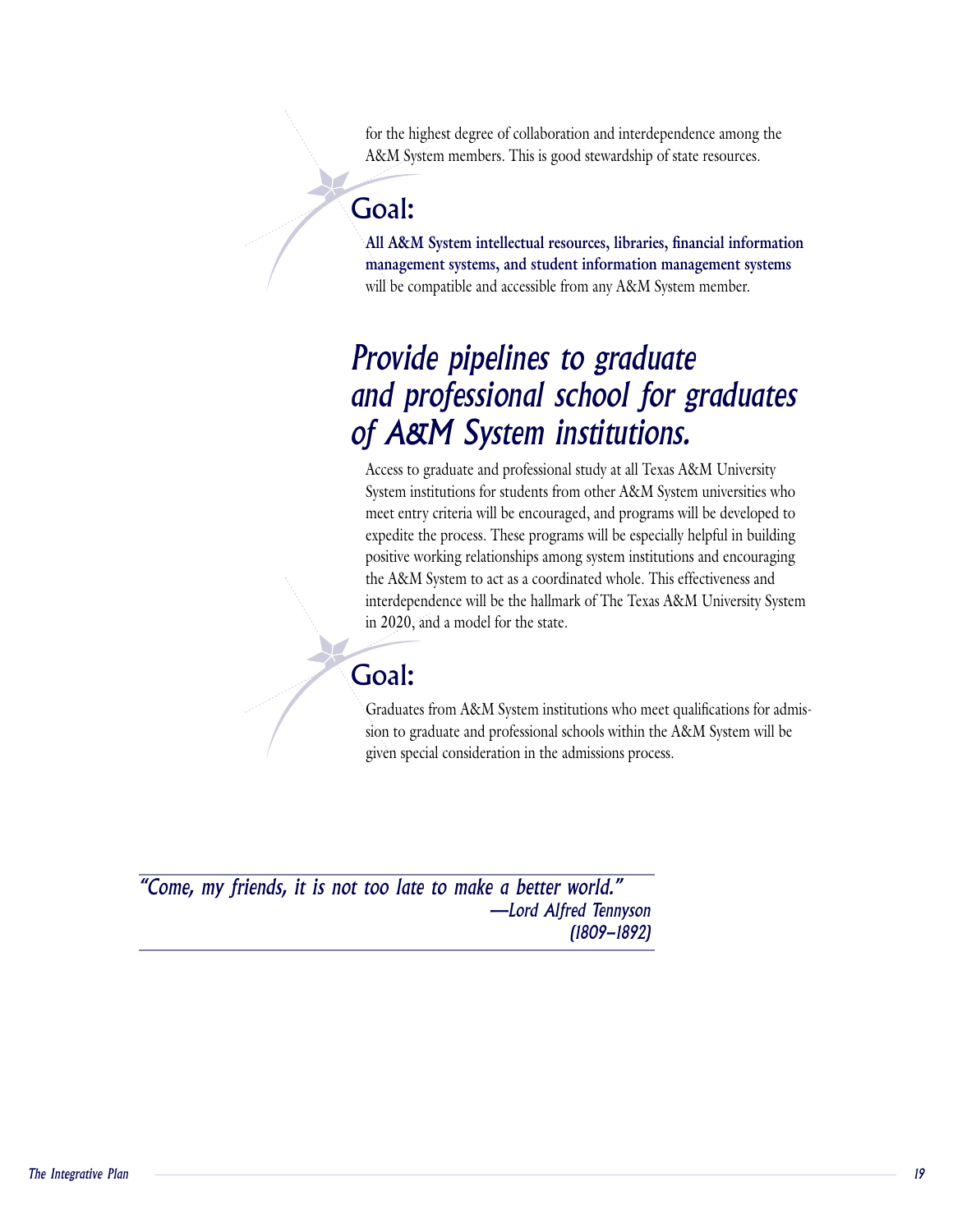for the highest degree of collaboration and interdependence among the A&M System members. This is good stewardship of state resources.

## Goal:

**All A&M System intellectual resources, libraries, financial information management systems, and student information management systems** will be compatible and accessible from any A&M System member.

# *Provide pipelines to graduate and professional school for graduates of A&M System institutions.*

Access to graduate and professional study at all Texas A&M University System institutions for students from other A&M System universities who meet entry criteria will be encouraged, and programs will be developed to expedite the process. These programs will be especially helpful in building positive working relationships among system institutions and encouraging the A&M System to act as a coordinated whole. This effectiveness and interdependence will be the hallmark of The Texas A&M University System in 2020, and a model for the state.

## Goal:

Graduates from A&M System institutions who meet qualifications for admission to graduate and professional schools within the A&M System will be given special consideration in the admissions process.

*"Come, my friends, it is not too late to make a better world."*
*—Lord Alfred Tennyson (1809–1892)*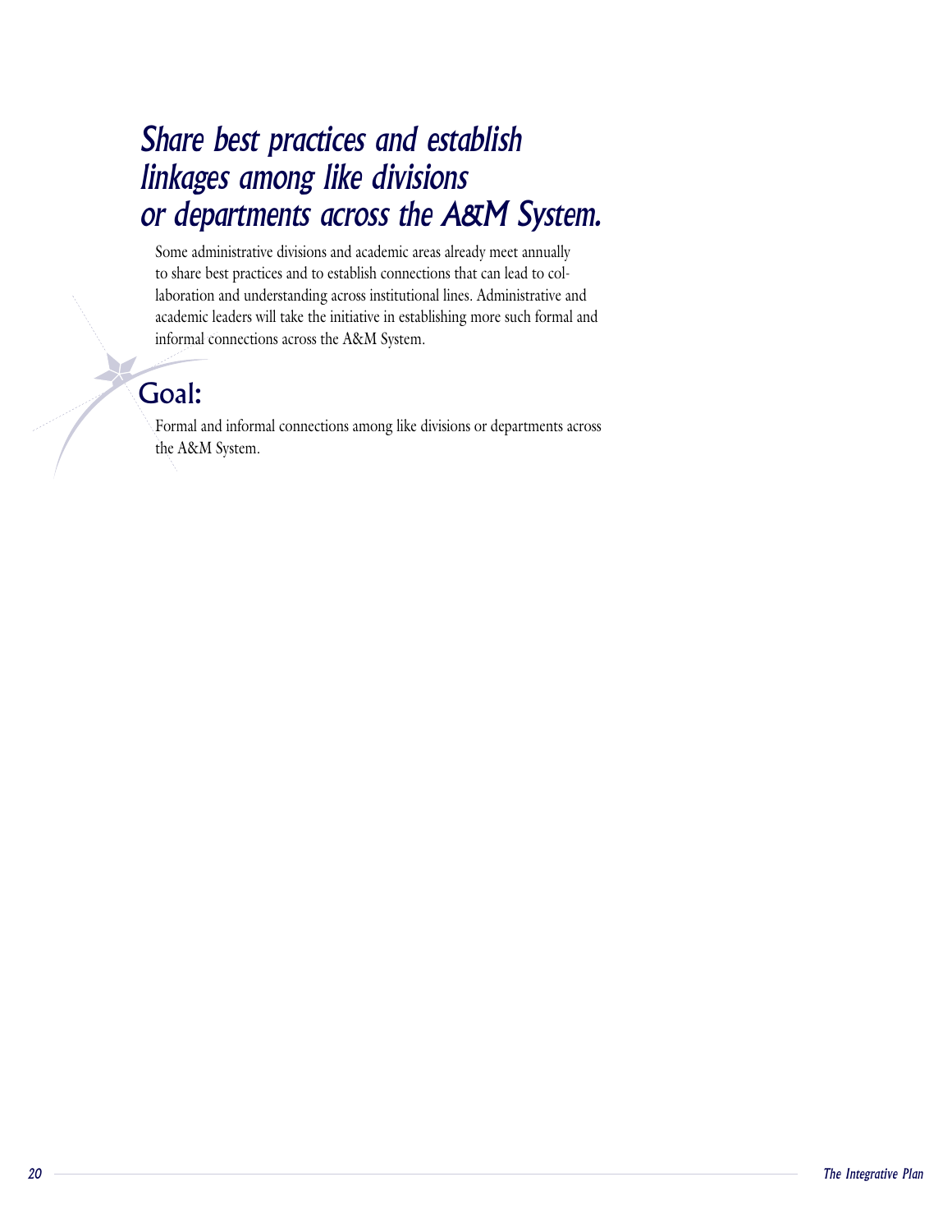## *Share best practices and establish linkages among like divisions or departments across the A&M System.*

Some administrative divisions and academic areas already meet annually to share best practices and to establish connections that can lead to collaboration and understanding across institutional lines. Administrative and academic leaders will take the initiative in establishing more such formal and informal connections across the A&M System.

### Goal:

Formal and informal connections among like divisions or departments across the A&M System.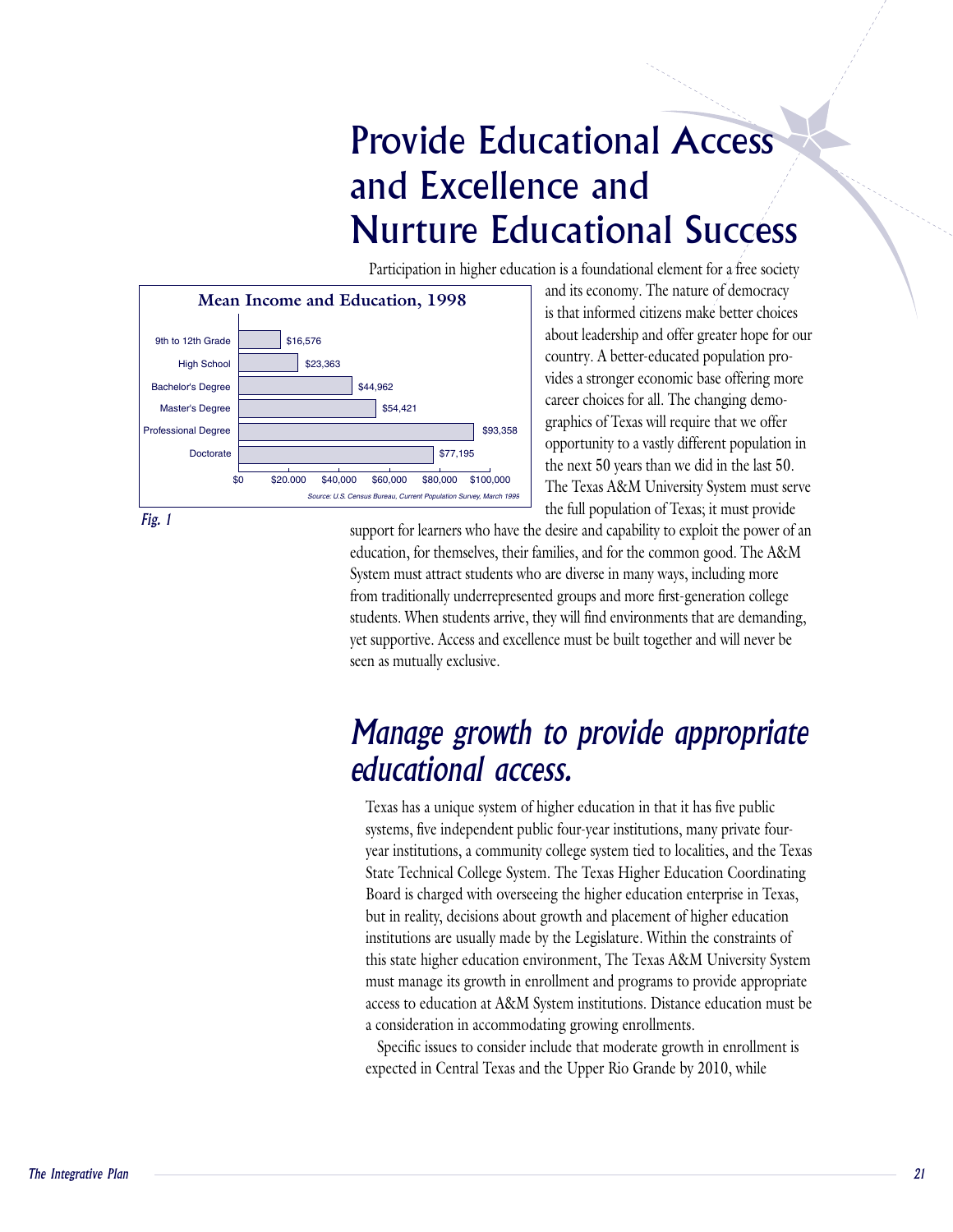# Provide Educational Access and Excellence and Nurture Educational Success

**Mean Income and Education, 1998**

| Education | Mean Income |
|---|---|
| 9th to 12th Grade | $16,576 |
| High School | $23,363 |
| Bachelor's Degree | $44,962 |
| Master's Degree | $54,421 |
| Professional Degree | $93,358 |
| Doctorate | $77,195 |

*Source: U.S. Census Bureau, Current Population Survey, March 1996*

*Fig. 1*

Participation in higher education is a foundational element for a free society and its economy. The nature of democracy is that informed citizens make better choices about leadership and offer greater hope for our country. A better-educated population provides a stronger economic base offering more career choices for all. The changing demographics of Texas will require that we offer opportunity to a vastly different population in the next 50 years than we did in the last 50. The Texas A&M University System must serve the full population of Texas; it must provide support for learners who have the desire and capability to exploit the power of an education, for themselves, their families, and for the common good. The A&M System must attract students who are diverse in many ways, including more from traditionally underrepresented groups and more first-generation college students. When students arrive, they will find environments that are demanding, yet supportive. Access and excellence must be built together and will never be seen as mutually exclusive.

## *Manage growth to provide appropriate educational access.*

Texas has a unique system of higher education in that it has five public systems, five independent public four-year institutions, many private four-year institutions, a community college system tied to localities, and the Texas State Technical College System. The Texas Higher Education Coordinating Board is charged with overseeing the higher education enterprise in Texas, but in reality, decisions about growth and placement of higher education institutions are usually made by the Legislature. Within the constraints of this state higher education environment, The Texas A&M University System must manage its growth in enrollment and programs to provide appropriate access to education at A&M System institutions. Distance education must be a consideration in accommodating growing enrollments.

Specific issues to consider include that moderate growth in enrollment is expected in Central Texas and the Upper Rio Grande by 2010, while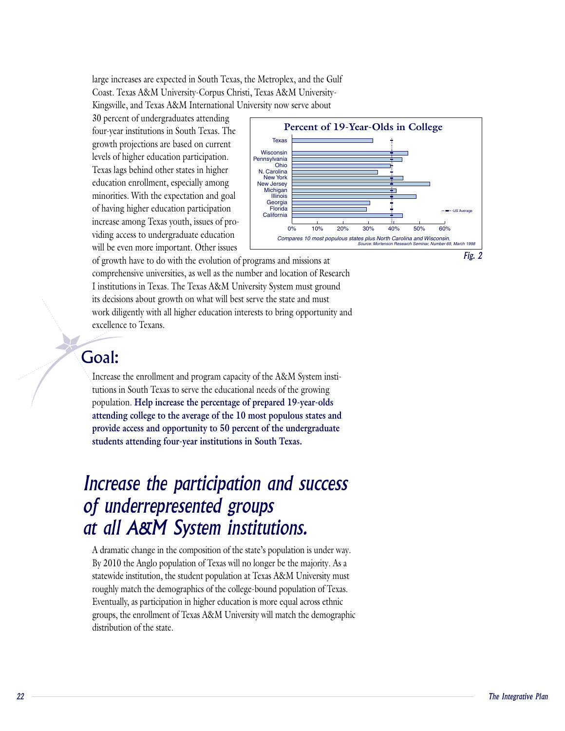large increases are expected in South Texas, the Metroplex, and the Gulf Coast. Texas A&M University-Corpus Christi, Texas A&M University-Kingsville, and Texas A&M International University now serve about 30 percent of undergraduates attending four-year institutions in South Texas. The growth projections are based on current levels of higher education participation. Texas lags behind other states in higher education enrollment, especially among minorities. With the expectation and goal of having higher education participation increase among Texas youth, issues of providing access to undergraduate education will be even more important. Other issues of growth have to do with the evolution of programs and missions at comprehensive universities, as well as the number and location of Research I institutions in Texas. The Texas A&M University System must ground its decisions about growth on what will best serve the state and must work diligently with all higher education interests to bring opportunity and excellence to Texans.

**Percent of 19-Year-Olds in College**

Texas, Wisconsin, Pennsylvania, Ohio, N. Carolina, New York, New Jersey, Michigan, Illinois, Georgia, Florida, California — US Average

0% 10% 20% 30% 40% 50% 60%

*Compares 10 most populous states plus North Carolina and Wisconsin.*
*Source: Mortenson Research Seminar, Number 69, March 1998*

***Fig. 2***

## Goal:

Increase the enrollment and program capacity of the A&M System institutions in South Texas to serve the educational needs of the growing population. **Help increase the percentage of prepared 19-year-olds attending college to the average of the 10 most populous states and provide access and opportunity to 50 percent of the undergraduate students attending four-year institutions in South Texas.**

# *Increase the participation and success of underrepresented groups at all A&M System institutions.*

A dramatic change in the composition of the state's population is under way. By 2010 the Anglo population of Texas will no longer be the majority. As a statewide institution, the student population at Texas A&M University must roughly match the demographics of the college-bound population of Texas. Eventually, as participation in higher education is more equal across ethnic groups, the enrollment of Texas A&M University will match the demographic distribution of the state.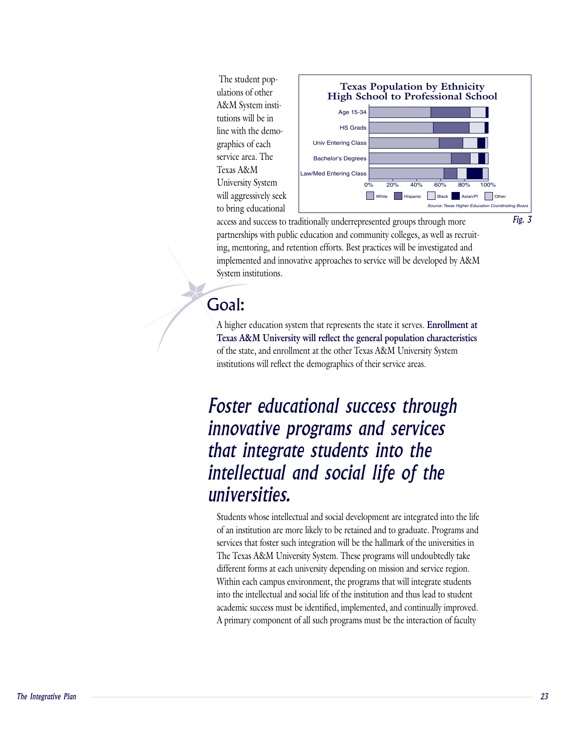The student populations of other A&M System institutions will be in line with the demographics of each service area. The Texas A&M University System will aggressively seek to bring educational access and success to traditionally underrepresented groups through more partnerships with public education and community colleges, as well as recruiting, mentoring, and retention efforts. Best practices will be investigated and implemented and innovative approaches to service will be developed by A&M System institutions.

**Texas Population by Ethnicity High School to Professional School**

Source: Texas Higher Education Coordinating Board

Fig. 3

## Goal:

A higher education system that represents the state it serves. **Enrollment at Texas A&M University will reflect the general population characteristics** of the state, and enrollment at the other Texas A&M University System institutions will reflect the demographics of their service areas.

## *Foster educational success through innovative programs and services that integrate students into the intellectual and social life of the universities.*

Students whose intellectual and social development are integrated into the life of an institution are more likely to be retained and to graduate. Programs and services that foster such integration will be the hallmark of the universities in The Texas A&M University System. These programs will undoubtedly take different forms at each university depending on mission and service region. Within each campus environment, the programs that will integrate students into the intellectual and social life of the institution and thus lead to student academic success must be identified, implemented, and continually improved. A primary component of all such programs must be the interaction of faculty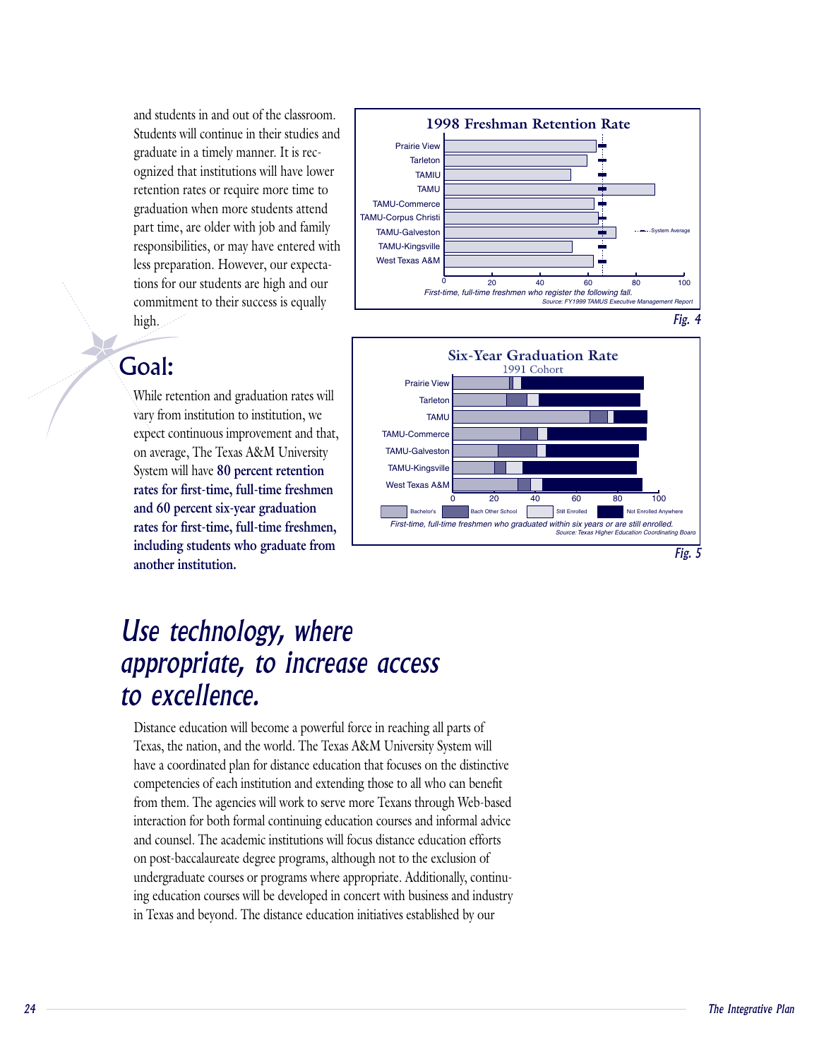and students in and out of the classroom. Students will continue in their studies and graduate in a timely manner. It is recognized that institutions will have lower retention rates or require more time to graduation when more students attend part time, are older with job and family responsibilities, or may have entered with less preparation. However, our expectations for our students are high and our commitment to their success is equally high.

## Goal:

While retention and graduation rates will vary from institution to institution, we expect continuous improvement and that, on average, The Texas A&M University System will have **80 percent retention rates for first-time, full-time freshmen and 60 percent six-year graduation rates for first-time, full-time freshmen, including students who graduate from another institution.**

**1998 Freshman Retention Rate**

First-time, full-time freshmen who register the following fall.

Source: FY1999 TAMUS Executive Management Report

*Fig. 4*

**Six-Year Graduation Rate**
1991 Cohort

First-time, full-time freshmen who graduated within six years or are still enrolled.

Source: Texas Higher Education Coordinating Board

*Fig. 5*

# *Use technology, where appropriate, to increase access to excellence.*

Distance education will become a powerful force in reaching all parts of Texas, the nation, and the world. The Texas A&M University System will have a coordinated plan for distance education that focuses on the distinctive competencies of each institution and extending those to all who can benefit from them. The agencies will work to serve more Texans through Web-based interaction for both formal continuing education courses and informal advice and counsel. The academic institutions will focus distance education efforts on post-baccalaureate degree programs, although not to the exclusion of undergraduate courses or programs where appropriate. Additionally, continuing education courses will be developed in concert with business and industry in Texas and beyond. The distance education initiatives established by our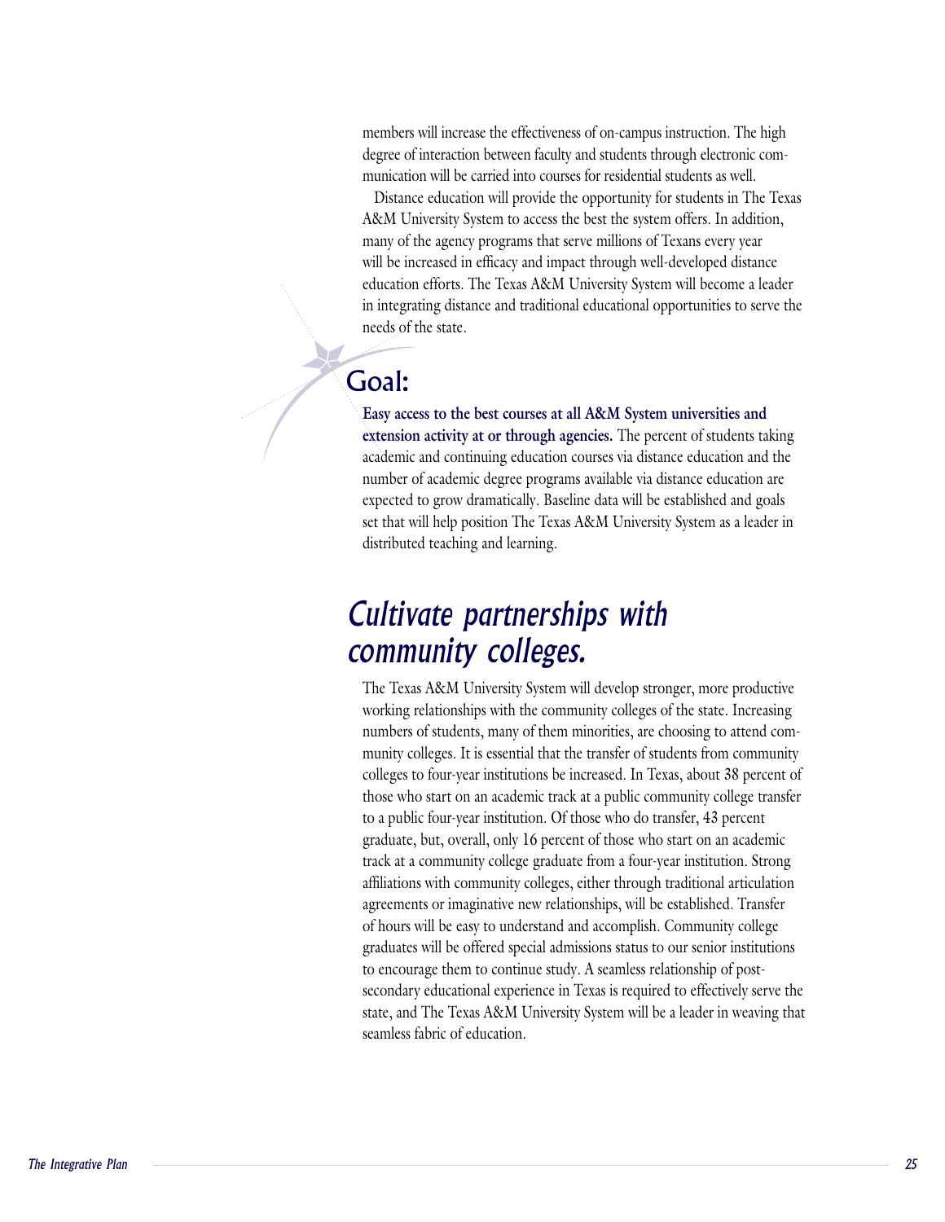members will increase the effectiveness of on-campus instruction. The high degree of interaction between faculty and students through electronic communication will be carried into courses for residential students as well.

Distance education will provide the opportunity for students in The Texas A&M University System to access the best the system offers. In addition, many of the agency programs that serve millions of Texans every year will be increased in efficacy and impact through well-developed distance education efforts. The Texas A&M University System will become a leader in integrating distance and traditional educational opportunities to serve the needs of the state.

## Goal:

**Easy access to the best courses at all A&M System universities and extension activity at or through agencies.** The percent of students taking academic and continuing education courses via distance education and the number of academic degree programs available via distance education are expected to grow dramatically. Baseline data will be established and goals set that will help position The Texas A&M University System as a leader in distributed teaching and learning.

# *Cultivate partnerships with community colleges.*

The Texas A&M University System will develop stronger, more productive working relationships with the community colleges of the state. Increasing numbers of students, many of them minorities, are choosing to attend community colleges. It is essential that the transfer of students from community colleges to four-year institutions be increased. In Texas, about 38 percent of those who start on an academic track at a public community college transfer to a public four-year institution. Of those who do transfer, 43 percent graduate, but, overall, only 16 percent of those who start on an academic track at a community college graduate from a four-year institution. Strong affiliations with community colleges, either through traditional articulation agreements or imaginative new relationships, will be established. Transfer of hours will be easy to understand and accomplish. Community college graduates will be offered special admissions status to our senior institutions to encourage them to continue study. A seamless relationship of postsecondary educational experience in Texas is required to effectively serve the state, and The Texas A&M University System will be a leader in weaving that seamless fabric of education.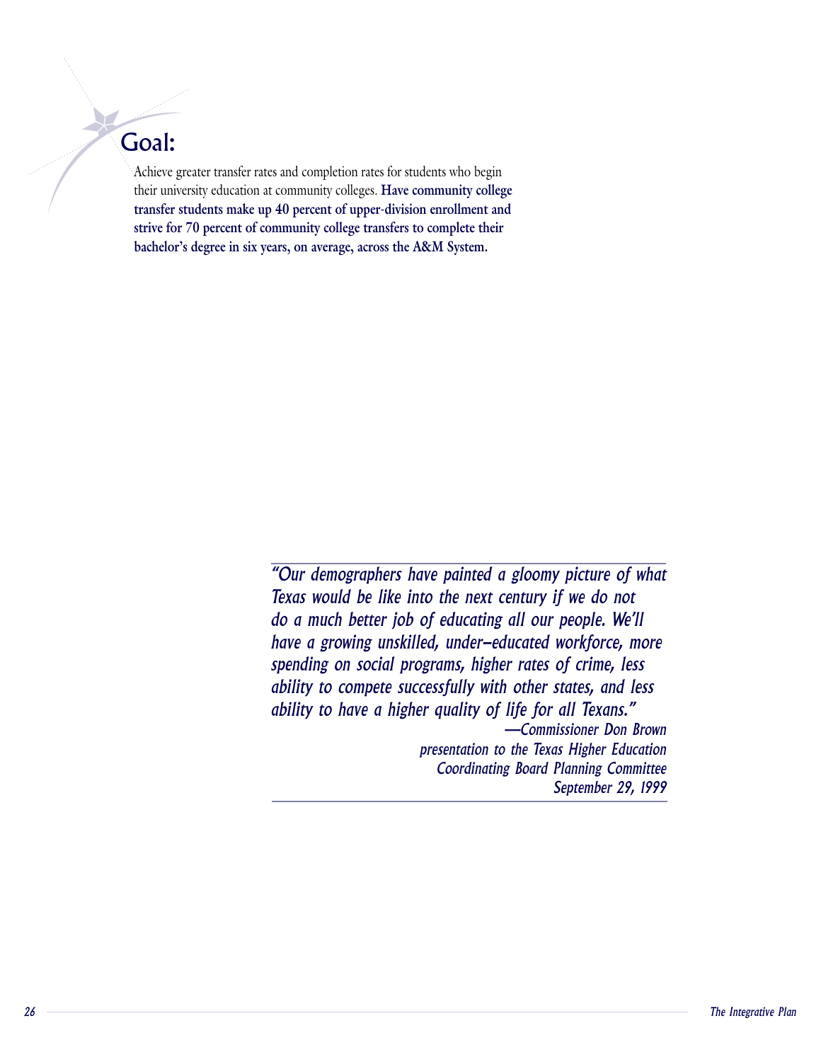## Goal:

Achieve greater transfer rates and completion rates for students who begin their university education at community colleges. **Have community college transfer students make up 40 percent of upper-division enrollment and strive for 70 percent of community college transfers to complete their bachelor's degree in six years, on average, across the A&M System.**

*"Our demographers have painted a gloomy picture of what Texas would be like into the next century if we do not do a much better job of educating all our people. We'll have a growing unskilled, under–educated workforce, more spending on social programs, higher rates of crime, less ability to compete successfully with other states, and less ability to have a higher quality of life for all Texans."*

*—Commissioner Don Brown*
*presentation to the Texas Higher Education Coordinating Board Planning Committee*
*September 29, 1999*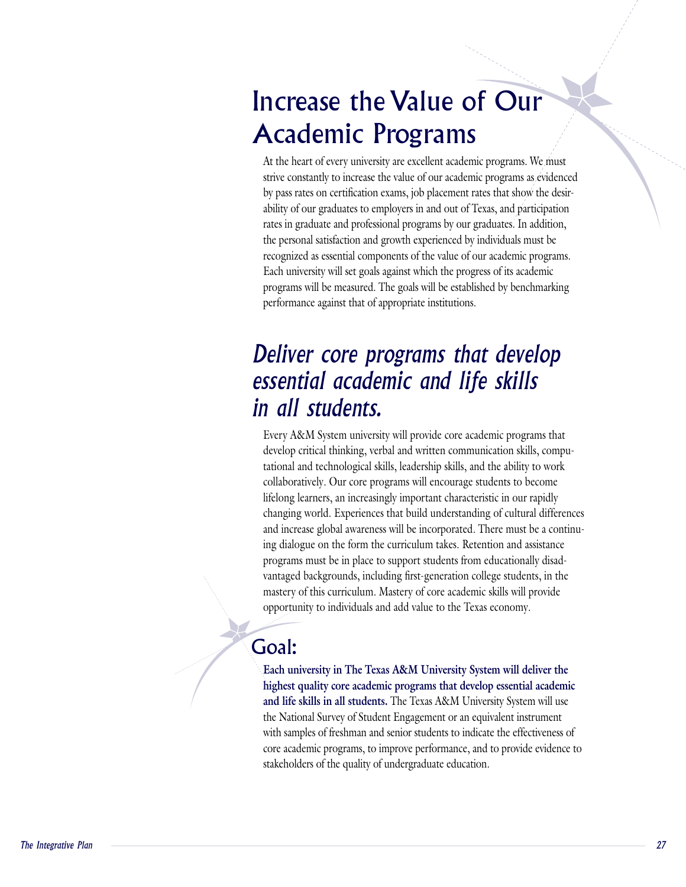# Increase the Value of Our Academic Programs

At the heart of every university are excellent academic programs. We must strive constantly to increase the value of our academic programs as evidenced by pass rates on certification exams, job placement rates that show the desirability of our graduates to employers in and out of Texas, and participation rates in graduate and professional programs by our graduates. In addition, the personal satisfaction and growth experienced by individuals must be recognized as essential components of the value of our academic programs. Each university will set goals against which the progress of its academic programs will be measured. The goals will be established by benchmarking performance against that of appropriate institutions.

## *Deliver core programs that develop essential academic and life skills in all students.*

Every A&M System university will provide core academic programs that develop critical thinking, verbal and written communication skills, computational and technological skills, leadership skills, and the ability to work collaboratively. Our core programs will encourage students to become lifelong learners, an increasingly important characteristic in our rapidly changing world. Experiences that build understanding of cultural differences and increase global awareness will be incorporated. There must be a continuing dialogue on the form the curriculum takes. Retention and assistance programs must be in place to support students from educationally disadvantaged backgrounds, including first-generation college students, in the mastery of this curriculum. Mastery of core academic skills will provide opportunity to individuals and add value to the Texas economy.

### Goal:

**Each university in The Texas A&M University System will deliver the highest quality core academic programs that develop essential academic and life skills in all students.** The Texas A&M University System will use the National Survey of Student Engagement or an equivalent instrument with samples of freshman and senior students to indicate the effectiveness of core academic programs, to improve performance, and to provide evidence to stakeholders of the quality of undergraduate education.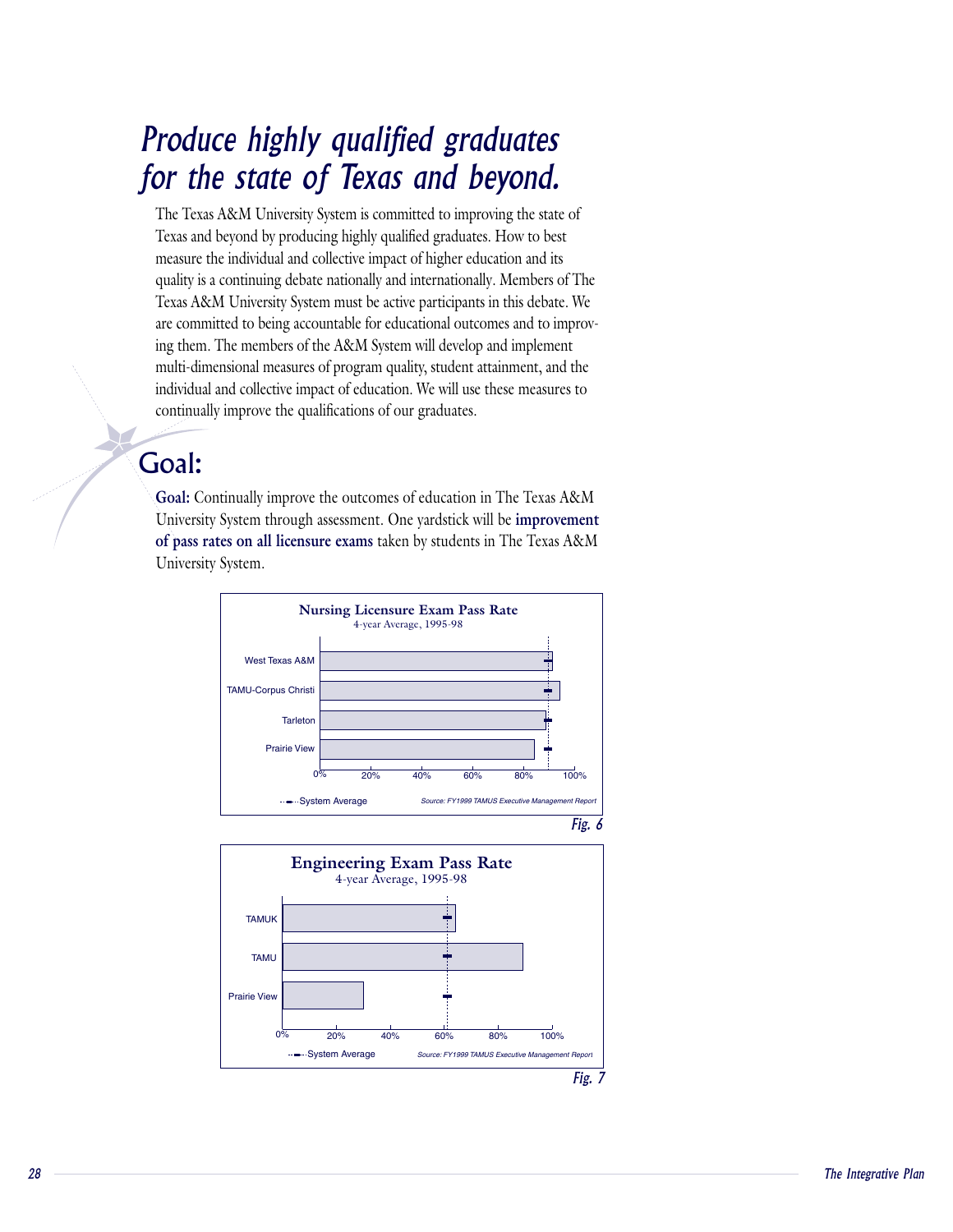# *Produce highly qualified graduates for the state of Texas and beyond.*

The Texas A&M University System is committed to improving the state of Texas and beyond by producing highly qualified graduates. How to best measure the individual and collective impact of higher education and its quality is a continuing debate nationally and internationally. Members of The Texas A&M University System must be active participants in this debate. We are committed to being accountable for educational outcomes and to improving them. The members of the A&M System will develop and implement multi-dimensional measures of program quality, student attainment, and the individual and collective impact of education. We will use these measures to continually improve the qualifications of our graduates.

## Goal:

**Goal:** Continually improve the outcomes of education in The Texas A&M University System through assessment. One yardstick will be **improvement of pass rates on all licensure exams** taken by students in The Texas A&M University System.

**Nursing Licensure Exam Pass Rate**
4-year Average, 1995-98

West Texas A&M
TAMU-Corpus Christi
Tarleton
Prairie View

0% 20% 40% 60% 80% 100%

System Average

*Source: FY1999 TAMUS Executive Management Report*

*Fig. 6*

**Engineering Exam Pass Rate**
4-year Average, 1995-98

TAMUK
TAMU
Prairie View

0% 20% 40% 60% 80% 100%

System Average

*Source: FY1999 TAMUS Executive Management Report*

*Fig. 7*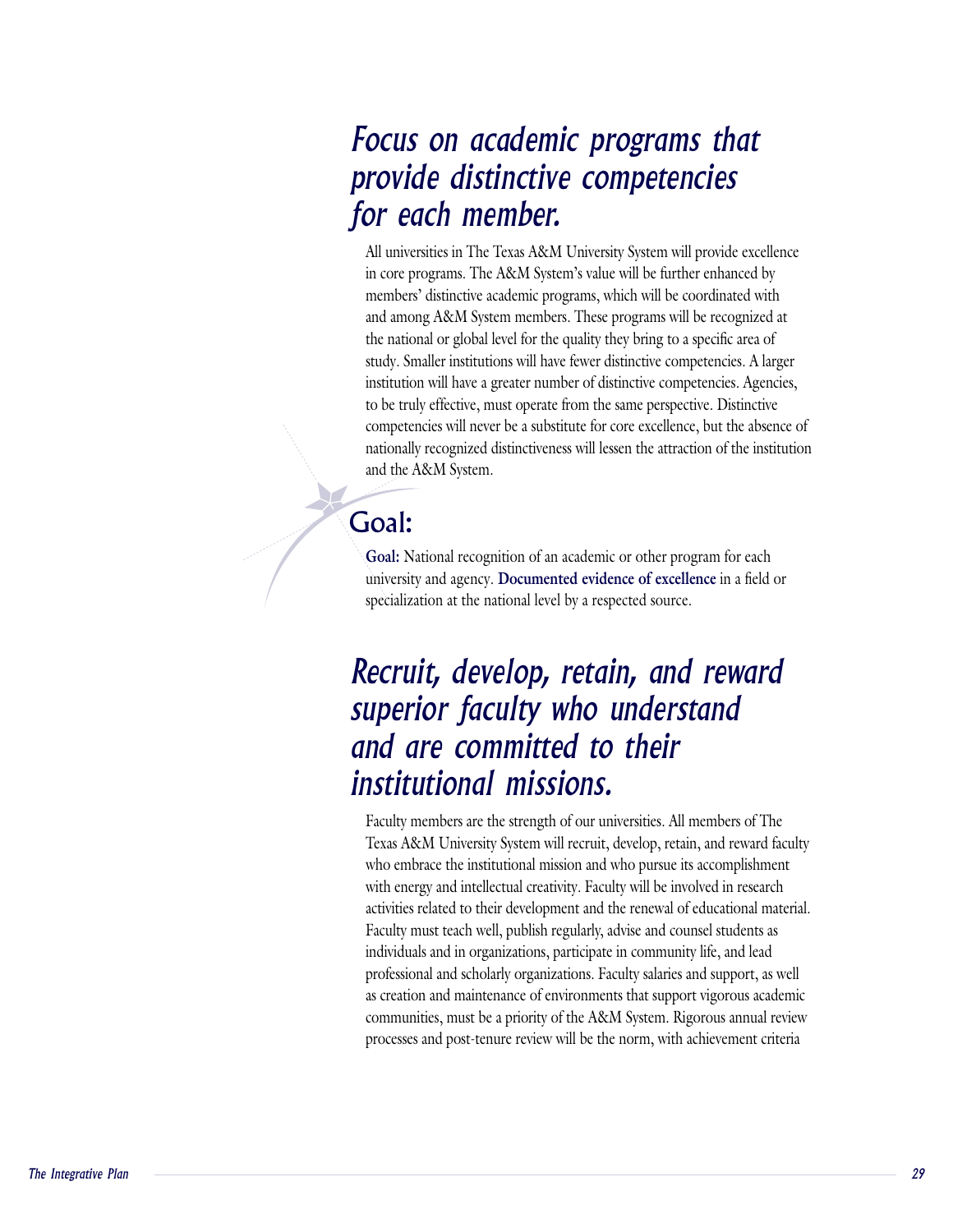# *Focus on academic programs that provide distinctive competencies for each member.*

All universities in The Texas A&M University System will provide excellence in core programs. The A&M System's value will be further enhanced by members' distinctive academic programs, which will be coordinated with and among A&M System members. These programs will be recognized at the national or global level for the quality they bring to a specific area of study. Smaller institutions will have fewer distinctive competencies. A larger institution will have a greater number of distinctive competencies. Agencies, to be truly effective, must operate from the same perspective. Distinctive competencies will never be a substitute for core excellence, but the absence of nationally recognized distinctiveness will lessen the attraction of the institution and the A&M System.

## Goal:

**Goal:** National recognition of an academic or other program for each university and agency. **Documented evidence of excellence** in a field or specialization at the national level by a respected source.

# *Recruit, develop, retain, and reward superior faculty who understand and are committed to their institutional missions.*

Faculty members are the strength of our universities. All members of The Texas A&M University System will recruit, develop, retain, and reward faculty who embrace the institutional mission and who pursue its accomplishment with energy and intellectual creativity. Faculty will be involved in research activities related to their development and the renewal of educational material. Faculty must teach well, publish regularly, advise and counsel students as individuals and in organizations, participate in community life, and lead professional and scholarly organizations. Faculty salaries and support, as well as creation and maintenance of environments that support vigorous academic communities, must be a priority of the A&M System. Rigorous annual review processes and post-tenure review will be the norm, with achievement criteria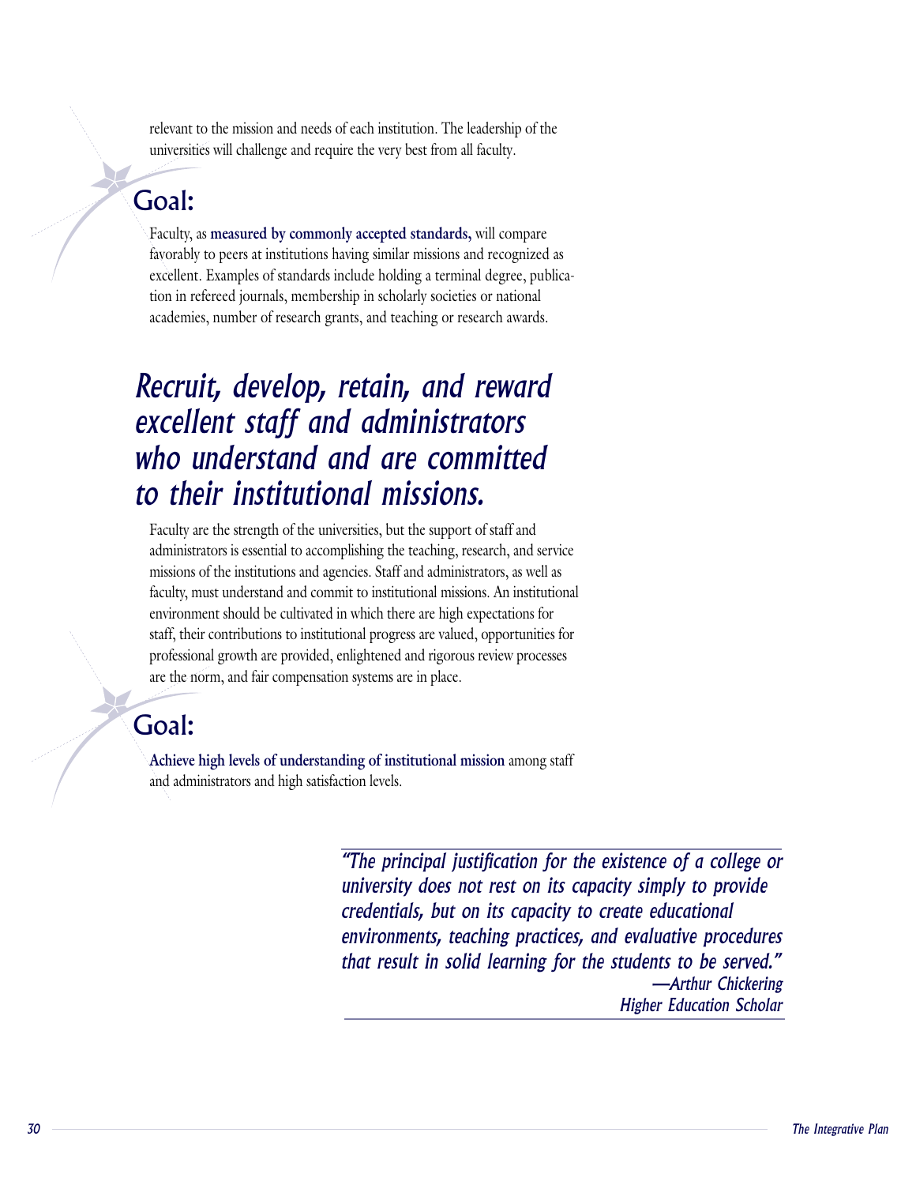relevant to the mission and needs of each institution. The leadership of the universities will challenge and require the very best from all faculty.

## Goal:

Faculty, as **measured by commonly accepted standards,** will compare favorably to peers at institutions having similar missions and recognized as excellent. Examples of standards include holding a terminal degree, publication in refereed journals, membership in scholarly societies or national academies, number of research grants, and teaching or research awards.

# *Recruit, develop, retain, and reward excellent staff and administrators who understand and are committed to their institutional missions.*

Faculty are the strength of the universities, but the support of staff and administrators is essential to accomplishing the teaching, research, and service missions of the institutions and agencies. Staff and administrators, as well as faculty, must understand and commit to institutional missions. An institutional environment should be cultivated in which there are high expectations for staff, their contributions to institutional progress are valued, opportunities for professional growth are provided, enlightened and rigorous review processes are the norm, and fair compensation systems are in place.

## Goal:

**Achieve high levels of understanding of institutional mission** among staff and administrators and high satisfaction levels.

> *"The principal justification for the existence of a college or university does not rest on its capacity simply to provide credentials, but on its capacity to create educational environments, teaching practices, and evaluative procedures that result in solid learning for the students to be served."*
>
> *—Arthur Chickering*
> *Higher Education Scholar*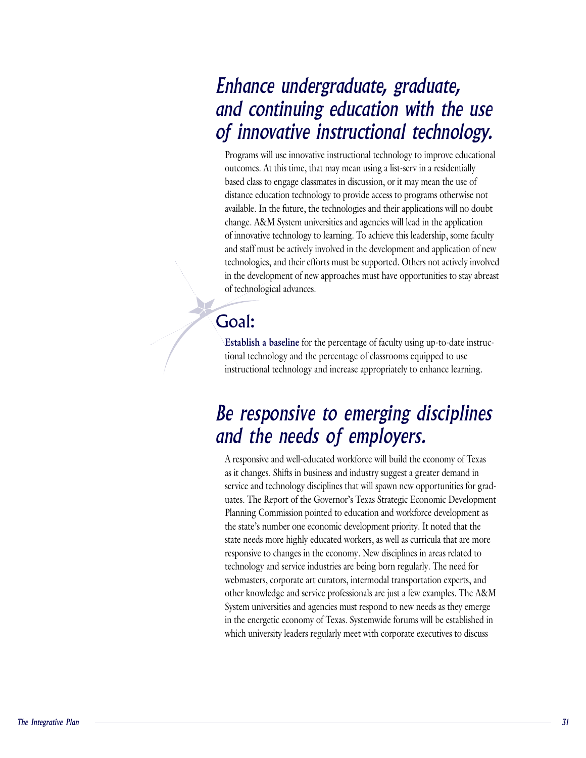## *Enhance undergraduate, graduate, and continuing education with the use of innovative instructional technology.*

Programs will use innovative instructional technology to improve educational outcomes. At this time, that may mean using a list-serv in a residentially based class to engage classmates in discussion, or it may mean the use of distance education technology to provide access to programs otherwise not available. In the future, the technologies and their applications will no doubt change. A&M System universities and agencies will lead in the application of innovative technology to learning. To achieve this leadership, some faculty and staff must be actively involved in the development and application of new technologies, and their efforts must be supported. Others not actively involved in the development of new approaches must have opportunities to stay abreast of technological advances.

### Goal:

**Establish a baseline** for the percentage of faculty using up-to-date instructional technology and the percentage of classrooms equipped to use instructional technology and increase appropriately to enhance learning.

## *Be responsive to emerging disciplines and the needs of employers.*

A responsive and well-educated workforce will build the economy of Texas as it changes. Shifts in business and industry suggest a greater demand in service and technology disciplines that will spawn new opportunities for graduates. The Report of the Governor's Texas Strategic Economic Development Planning Commission pointed to education and workforce development as the state's number one economic development priority. It noted that the state needs more highly educated workers, as well as curricula that are more responsive to changes in the economy. New disciplines in areas related to technology and service industries are being born regularly. The need for webmasters, corporate art curators, intermodal transportation experts, and other knowledge and service professionals are just a few examples. The A&M System universities and agencies must respond to new needs as they emerge in the energetic economy of Texas. Systemwide forums will be established in which university leaders regularly meet with corporate executives to discuss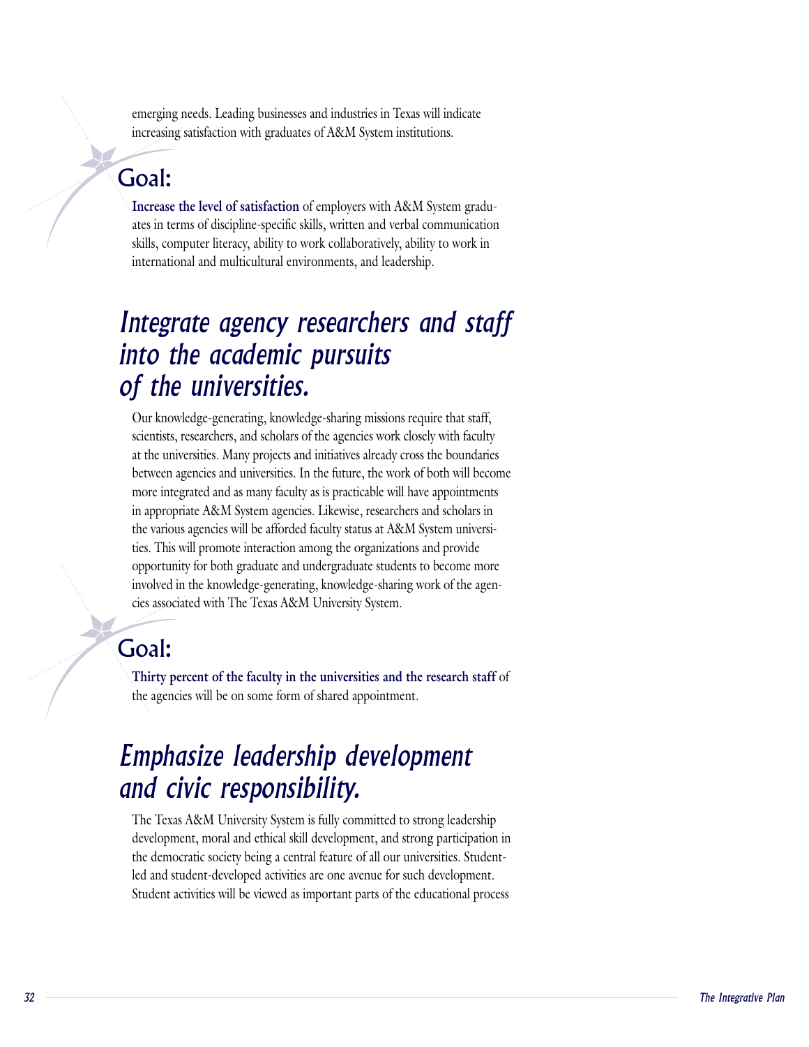emerging needs. Leading businesses and industries in Texas will indicate increasing satisfaction with graduates of A&M System institutions.

## Goal:

**Increase the level of satisfaction** of employers with A&M System graduates in terms of discipline-specific skills, written and verbal communication skills, computer literacy, ability to work collaboratively, ability to work in international and multicultural environments, and leadership.

## *Integrate agency researchers and staff into the academic pursuits of the universities.*

Our knowledge-generating, knowledge-sharing missions require that staff, scientists, researchers, and scholars of the agencies work closely with faculty at the universities. Many projects and initiatives already cross the boundaries between agencies and universities. In the future, the work of both will become more integrated and as many faculty as is practicable will have appointments in appropriate A&M System agencies. Likewise, researchers and scholars in the various agencies will be afforded faculty status at A&M System universities. This will promote interaction among the organizations and provide opportunity for both graduate and undergraduate students to become more involved in the knowledge-generating, knowledge-sharing work of the agencies associated with The Texas A&M University System.

## Goal:

**Thirty percent of the faculty in the universities and the research staff** of the agencies will be on some form of shared appointment.

## *Emphasize leadership development and civic responsibility.*

The Texas A&M University System is fully committed to strong leadership development, moral and ethical skill development, and strong participation in the democratic society being a central feature of all our universities. Student-led and student-developed activities are one avenue for such development. Student activities will be viewed as important parts of the educational process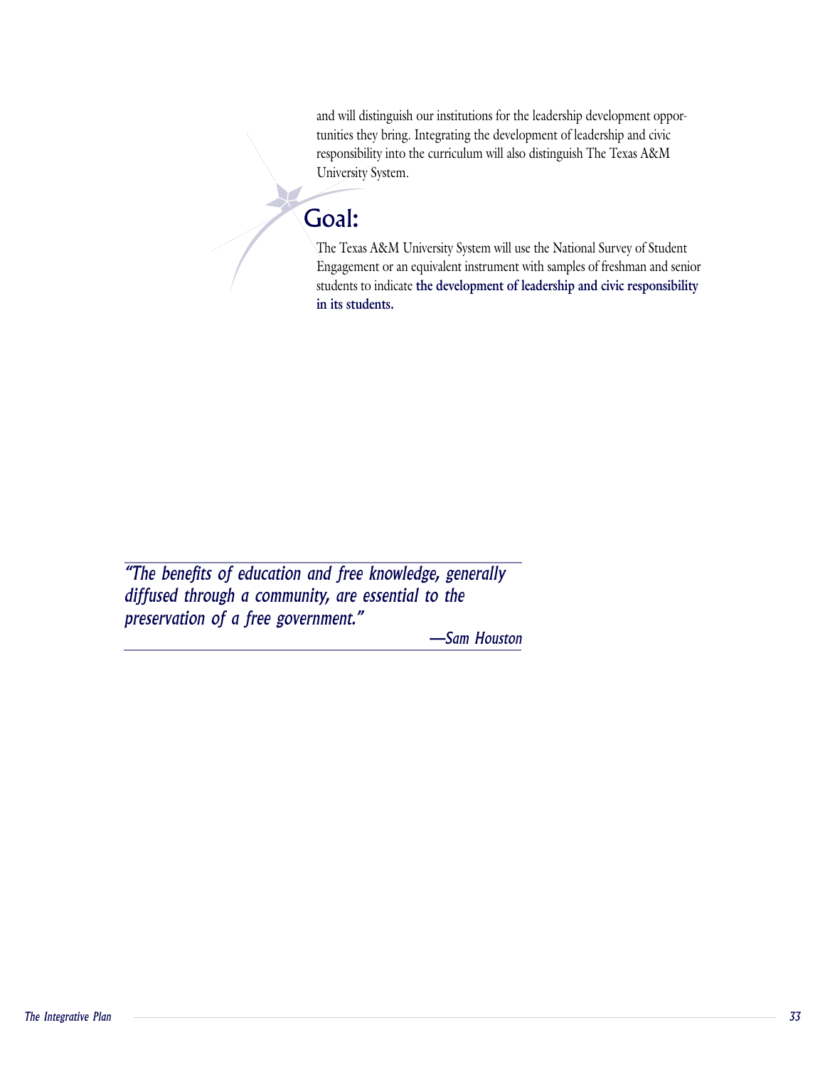and will distinguish our institutions for the leadership development opportunities they bring. Integrating the development of leadership and civic responsibility into the curriculum will also distinguish The Texas A&M University System.

## Goal:

The Texas A&M University System will use the National Survey of Student Engagement or an equivalent instrument with samples of freshman and senior students to indicate **the development of leadership and civic responsibility in its students.**

> *"The benefits of education and free knowledge, generally diffused through a community, are essential to the preservation of a free government."*
>
> *—Sam Houston*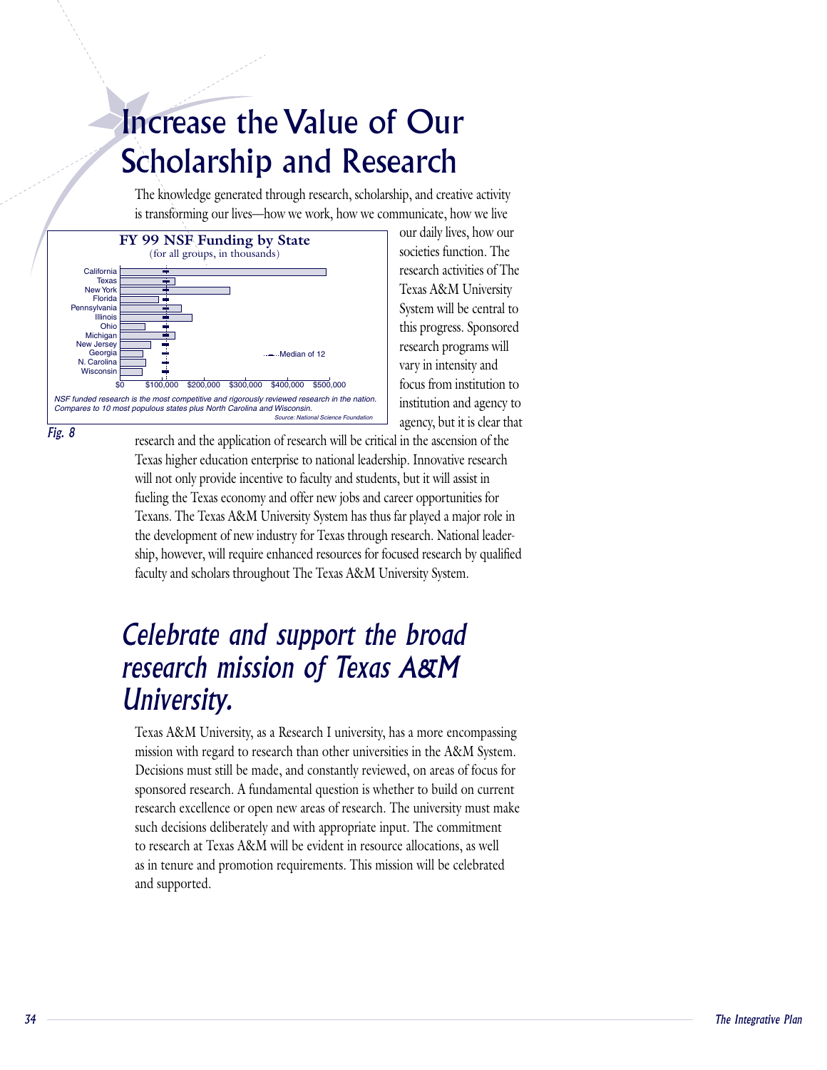# Increase the Value of Our Scholarship and Research

The knowledge generated through research, scholarship, and creative activity is transforming our lives—how we work, how we communicate, how we live our daily lives, how our societies function. The research activities of The Texas A&M University System will be central to this progress. Sponsored research programs will vary in intensity and focus from institution to institution and agency to agency, but it is clear that research and the application of research will be critical in the ascension of the Texas higher education enterprise to national leadership. Innovative research will not only provide incentive to faculty and students, but it will assist in fueling the Texas economy and offer new jobs and career opportunities for Texans. The Texas A&M University System has thus far played a major role in the development of new industry for Texas through research. National leadership, however, will require enhanced resources for focused research by qualified faculty and scholars throughout The Texas A&M University System.

**FY 99 NSF Funding by State**
(for all groups, in thousands)

States shown: California, Texas, New York, Florida, Pennsylvania, Illinois, Ohio, Michigan, New Jersey, Georgia, N. Carolina, Wisconsin

Axis: $0, $100,000, $200,000, $300,000, $400,000, $500,000

Legend: Median of 12

*NSF funded research is the most competitive and rigorously reviewed research in the nation. Compares to 10 most populous states plus North Carolina and Wisconsin.*

*Source: National Science Foundation*

*Fig. 8*

## *Celebrate and support the broad research mission of Texas A&M University.*

Texas A&M University, as a Research I university, has a more encompassing mission with regard to research than other universities in the A&M System. Decisions must still be made, and constantly reviewed, on areas of focus for sponsored research. A fundamental question is whether to build on current research excellence or open new areas of research. The university must make such decisions deliberately and with appropriate input. The commitment to research at Texas A&M will be evident in resource allocations, as well as in tenure and promotion requirements. This mission will be celebrated and supported.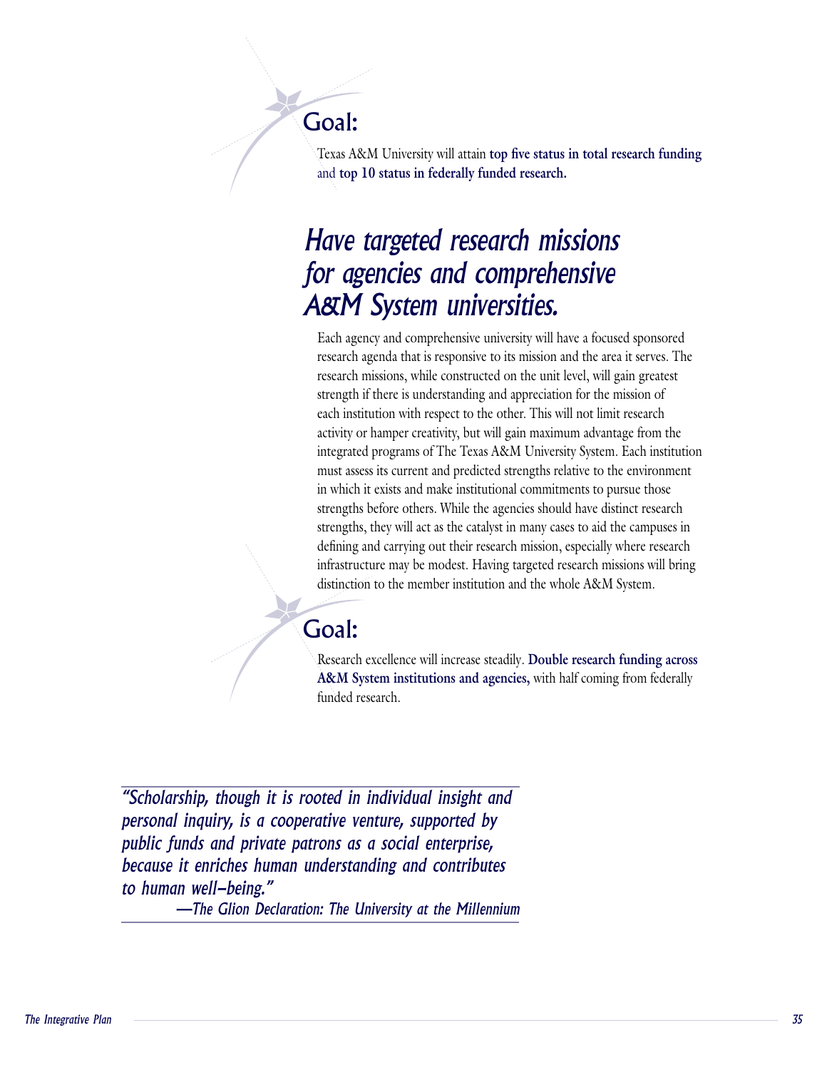## Goal:

Texas A&M University will attain **top five status in total research funding** and **top 10 status in federally funded research.**

# *Have targeted research missions for agencies and comprehensive A&M System universities.*

Each agency and comprehensive university will have a focused sponsored research agenda that is responsive to its mission and the area it serves. The research missions, while constructed on the unit level, will gain greatest strength if there is understanding and appreciation for the mission of each institution with respect to the other. This will not limit research activity or hamper creativity, but will gain maximum advantage from the integrated programs of The Texas A&M University System. Each institution must assess its current and predicted strengths relative to the environment in which it exists and make institutional commitments to pursue those strengths before others. While the agencies should have distinct research strengths, they will act as the catalyst in many cases to aid the campuses in defining and carrying out their research mission, especially where research infrastructure may be modest. Having targeted research missions will bring distinction to the member institution and the whole A&M System.

## Goal:

Research excellence will increase steadily. **Double research funding across A&M System institutions and agencies,** with half coming from federally funded research.

> *"Scholarship, though it is rooted in individual insight and personal inquiry, is a cooperative venture, supported by public funds and private patrons as a social enterprise, because it enriches human understanding and contributes to human well-being."*
>
> *—The Glion Declaration: The University at the Millennium*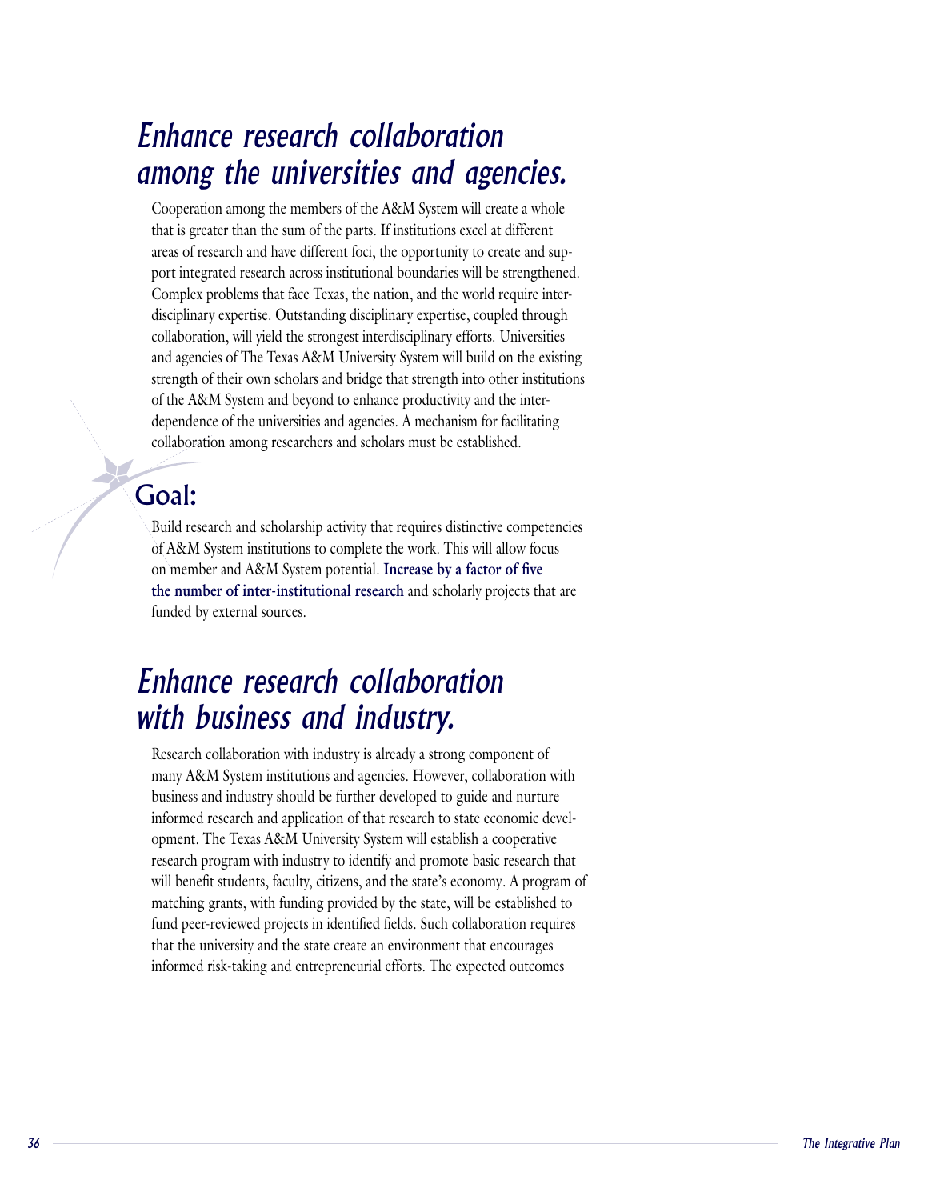## *Enhance research collaboration among the universities and agencies.*

Cooperation among the members of the A&M System will create a whole that is greater than the sum of the parts. If institutions excel at different areas of research and have different foci, the opportunity to create and support integrated research across institutional boundaries will be strengthened. Complex problems that face Texas, the nation, and the world require interdisciplinary expertise. Outstanding disciplinary expertise, coupled through collaboration, will yield the strongest interdisciplinary efforts. Universities and agencies of The Texas A&M University System will build on the existing strength of their own scholars and bridge that strength into other institutions of the A&M System and beyond to enhance productivity and the interdependence of the universities and agencies. A mechanism for facilitating collaboration among researchers and scholars must be established.

### Goal:

Build research and scholarship activity that requires distinctive competencies of A&M System institutions to complete the work. This will allow focus on member and A&M System potential. **Increase by a factor of five the number of inter-institutional research** and scholarly projects that are funded by external sources.

## *Enhance research collaboration with business and industry.*

Research collaboration with industry is already a strong component of many A&M System institutions and agencies. However, collaboration with business and industry should be further developed to guide and nurture informed research and application of that research to state economic development. The Texas A&M University System will establish a cooperative research program with industry to identify and promote basic research that will benefit students, faculty, citizens, and the state's economy. A program of matching grants, with funding provided by the state, will be established to fund peer-reviewed projects in identified fields. Such collaboration requires that the university and the state create an environment that encourages informed risk-taking and entrepreneurial efforts. The expected outcomes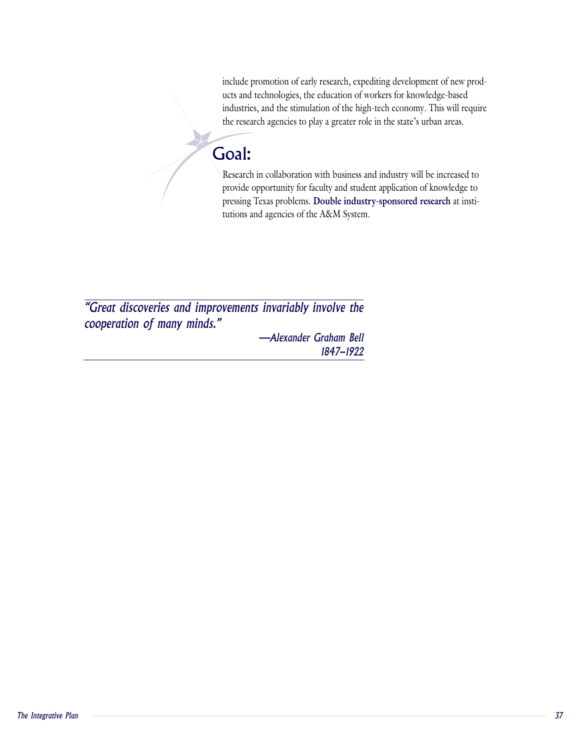include promotion of early research, expediting development of new products and technologies, the education of workers for knowledge-based industries, and the stimulation of the high-tech economy. This will require the research agencies to play a greater role in the state's urban areas.

## Goal:

Research in collaboration with business and industry will be increased to provide opportunity for faculty and student application of knowledge to pressing Texas problems. **Double industry-sponsored research** at institutions and agencies of the A&M System.

*"Great discoveries and improvements invariably involve the cooperation of many minds."*

*—Alexander Graham Bell*
*1847–1922*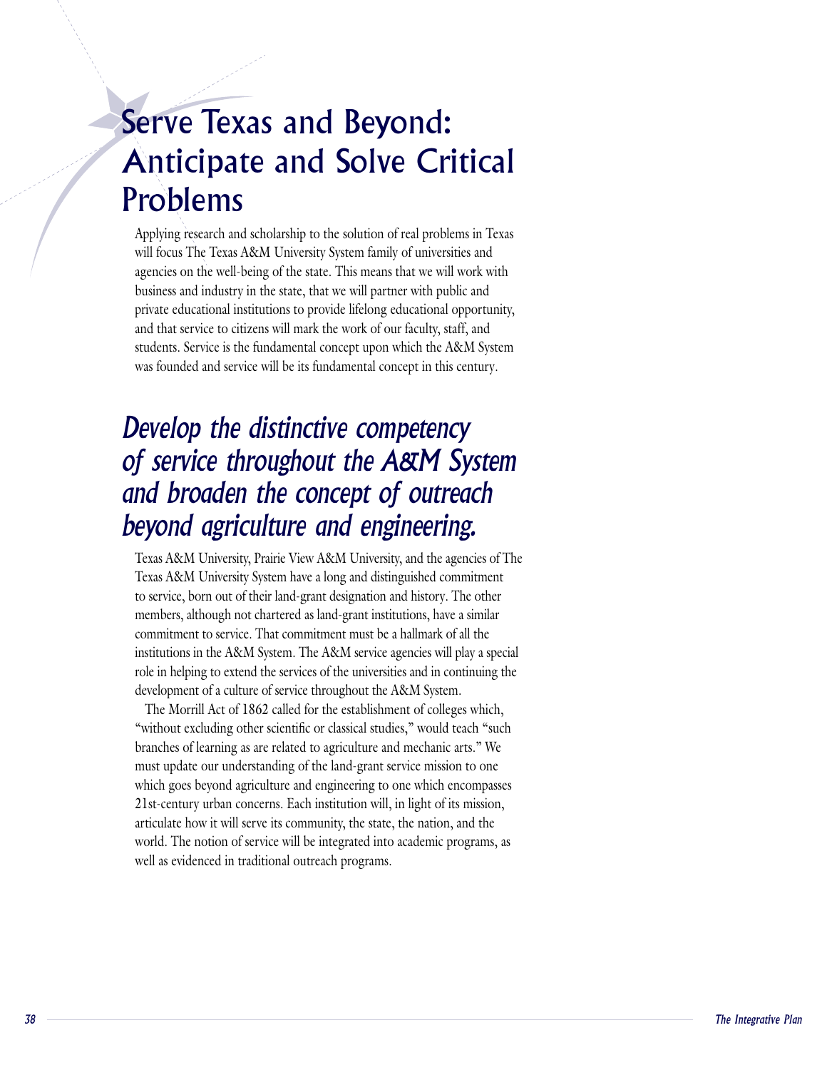# Serve Texas and Beyond: Anticipate and Solve Critical Problems

Applying research and scholarship to the solution of real problems in Texas will focus The Texas A&M University System family of universities and agencies on the well-being of the state. This means that we will work with business and industry in the state, that we will partner with public and private educational institutions to provide lifelong educational opportunity, and that service to citizens will mark the work of our faculty, staff, and students. Service is the fundamental concept upon which the A&M System was founded and service will be its fundamental concept in this century.

## *Develop the distinctive competency of service throughout the A&M System and broaden the concept of outreach beyond agriculture and engineering.*

Texas A&M University, Prairie View A&M University, and the agencies of The Texas A&M University System have a long and distinguished commitment to service, born out of their land-grant designation and history. The other members, although not chartered as land-grant institutions, have a similar commitment to service. That commitment must be a hallmark of all the institutions in the A&M System. The A&M service agencies will play a special role in helping to extend the services of the universities and in continuing the development of a culture of service throughout the A&M System.

The Morrill Act of 1862 called for the establishment of colleges which, "without excluding other scientific or classical studies," would teach "such branches of learning as are related to agriculture and mechanic arts." We must update our understanding of the land-grant service mission to one which goes beyond agriculture and engineering to one which encompasses 21st-century urban concerns. Each institution will, in light of its mission, articulate how it will serve its community, the state, the nation, and the world. The notion of service will be integrated into academic programs, as well as evidenced in traditional outreach programs.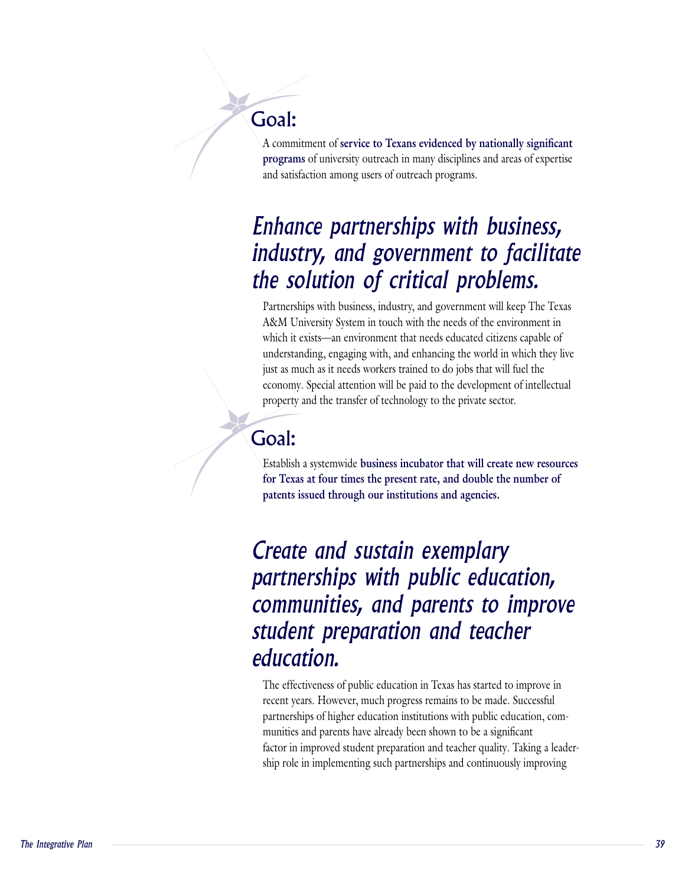## Goal:

A commitment of **service to Texans evidenced by nationally significant programs** of university outreach in many disciplines and areas of expertise and satisfaction among users of outreach programs.

# *Enhance partnerships with business, industry, and government to facilitate the solution of critical problems.*

Partnerships with business, industry, and government will keep The Texas A&M University System in touch with the needs of the environment in which it exists—an environment that needs educated citizens capable of understanding, engaging with, and enhancing the world in which they live just as much as it needs workers trained to do jobs that will fuel the economy. Special attention will be paid to the development of intellectual property and the transfer of technology to the private sector.

## Goal:

Establish a systemwide **business incubator that will create new resources for Texas at four times the present rate, and double the number of patents issued through our institutions and agencies.**

# *Create and sustain exemplary partnerships with public education, communities, and parents to improve student preparation and teacher education.*

The effectiveness of public education in Texas has started to improve in recent years. However, much progress remains to be made. Successful partnerships of higher education institutions with public education, communities and parents have already been shown to be a significant factor in improved student preparation and teacher quality. Taking a leadership role in implementing such partnerships and continuously improving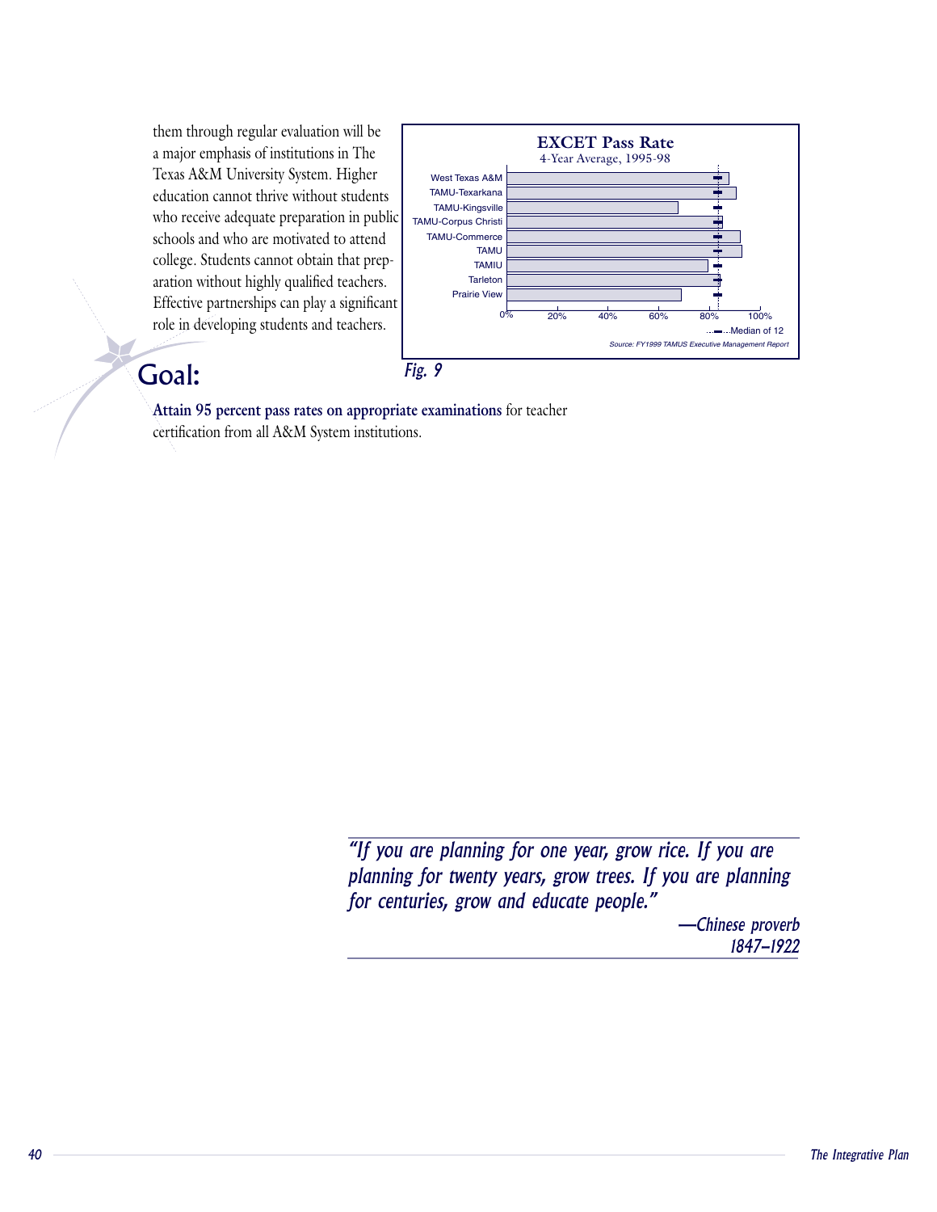them through regular evaluation will be a major emphasis of institutions in The Texas A&M University System. Higher education cannot thrive without students who receive adequate preparation in public schools and who are motivated to attend college. Students cannot obtain that preparation without highly qualified teachers. Effective partnerships can play a significant role in developing students and teachers.

**EXCET Pass Rate**
4-Year Average, 1995-98

West Texas A&M
TAMU-Texarkana
TAMU-Kingsville
TAMU-Corpus Christi
TAMU-Commerce
TAMU
TAMIU
Tarleton
Prairie View

0% 20% 40% 60% 80% 100%

Median of 12

*Source: FY1999 TAMUS Executive Management Report*

*Fig. 9*

## Goal:

**Attain 95 percent pass rates on appropriate examinations** for teacher certification from all A&M System institutions.

> *"If you are planning for one year, grow rice. If you are planning for twenty years, grow trees. If you are planning for centuries, grow and educate people."*
>
> *—Chinese proverb*
> *1847–1922*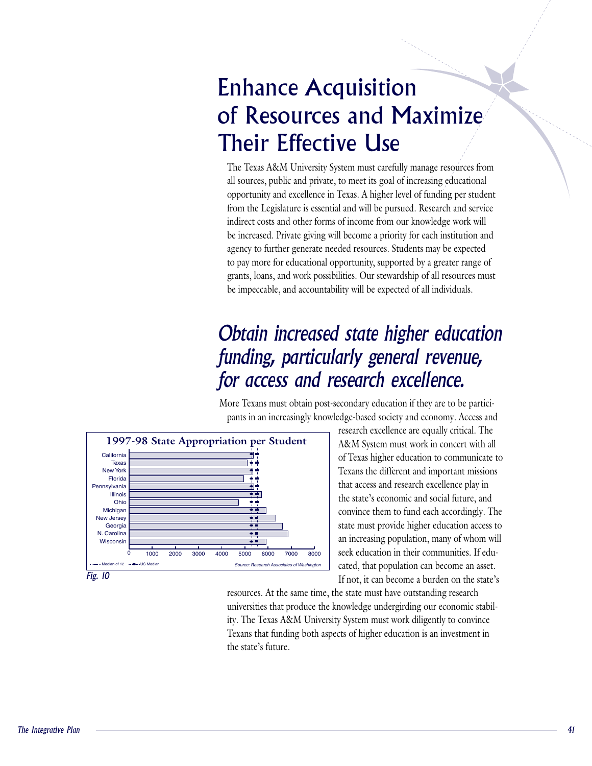# Enhance Acquisition of Resources and Maximize Their Effective Use

The Texas A&M University System must carefully manage resources from all sources, public and private, to meet its goal of increasing educational opportunity and excellence in Texas. A higher level of funding per student from the Legislature is essential and will be pursued. Research and service indirect costs and other forms of income from our knowledge work will be increased. Private giving will become a priority for each institution and agency to further generate needed resources. Students may be expected to pay more for educational opportunity, supported by a greater range of grants, loans, and work possibilities. Our stewardship of all resources must be impeccable, and accountability will be expected of all individuals.

## *Obtain increased state higher education funding, particularly general revenue, for access and research excellence.*

More Texans must obtain post-secondary education if they are to be participants in an increasingly knowledge-based society and economy. Access and research excellence are equally critical. The A&M System must work in concert with all of Texas higher education to communicate to Texans the different and important missions that access and research excellence play in the state's economic and social future, and convince them to fund each accordingly. The state must provide higher education access to an increasing population, many of whom will seek education in their communities. If educated, that population can become an asset. If not, it can become a burden on the state's resources. At the same time, the state must have outstanding research universities that produce the knowledge undergirding our economic stability. The Texas A&M University System must work diligently to convince Texans that funding both aspects of higher education is an investment in the state's future.

**1997-98 State Appropriation per Student**

States: California, Texas, New York, Florida, Pennsylvania, Illinois, Ohio, Michigan, New Jersey, Georgia, N. Carolina, Wisconsin

Axis: 0, 1000, 2000, 3000, 4000, 5000, 6000, 7000, 8000

Legend: Median of 12; US Median

Source: Research Associates of Washington

*Fig. 10*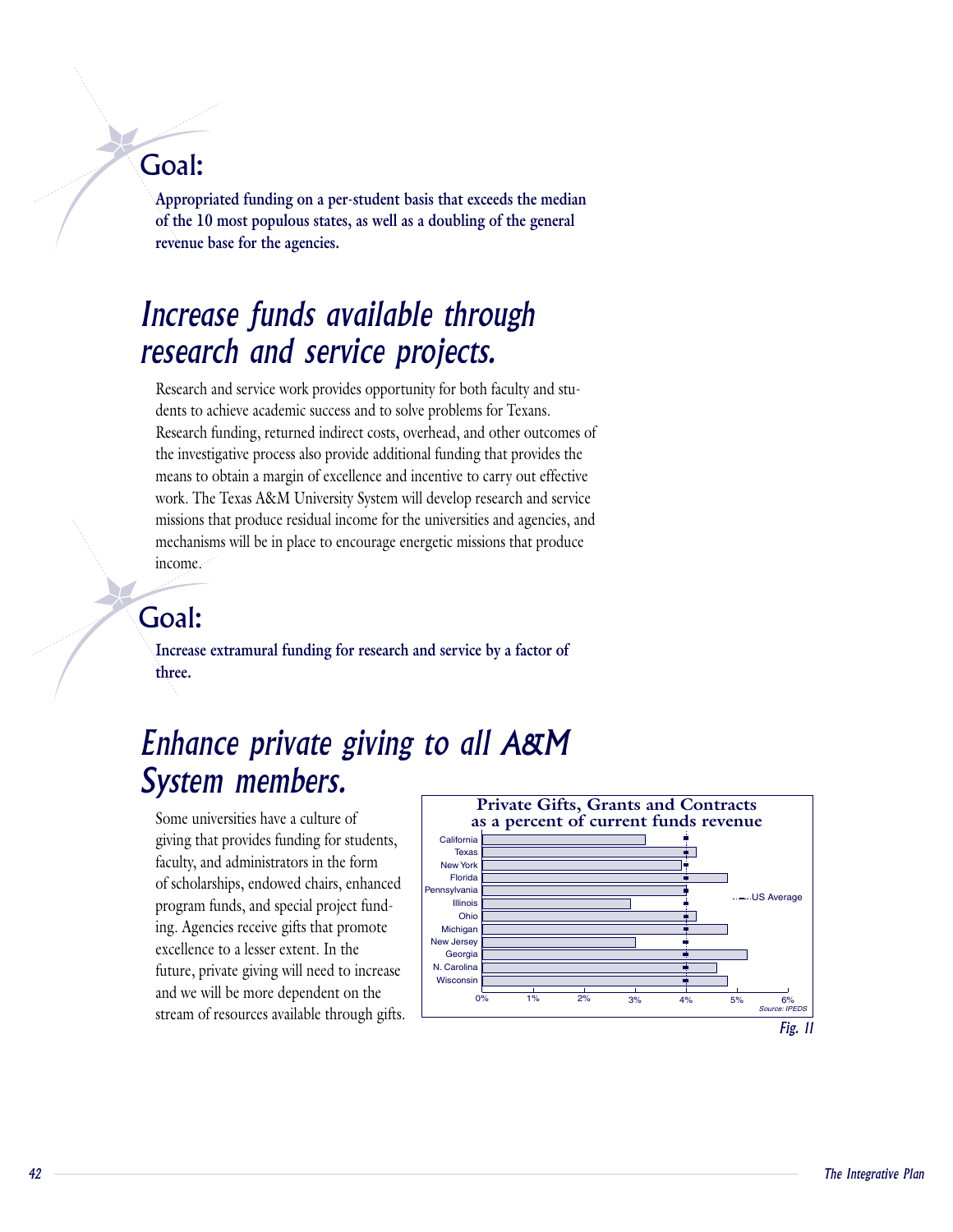## Goal:

**Appropriated funding on a per-student basis that exceeds the median of the 10 most populous states, as well as a doubling of the general revenue base for the agencies.**

# *Increase funds available through research and service projects.*

Research and service work provides opportunity for both faculty and students to achieve academic success and to solve problems for Texans. Research funding, returned indirect costs, overhead, and other outcomes of the investigative process also provide additional funding that provides the means to obtain a margin of excellence and incentive to carry out effective work. The Texas A&M University System will develop research and service missions that produce residual income for the universities and agencies, and mechanisms will be in place to encourage energetic missions that produce income.

## Goal:

**Increase extramural funding for research and service by a factor of three.**

# *Enhance private giving to all A&M System members.*

Some universities have a culture of giving that provides funding for students, faculty, and administrators in the form of scholarships, endowed chairs, enhanced program funds, and special project funding. Agencies receive gifts that promote excellence to a lesser extent. In the future, private giving will need to increase and we will be more dependent on the stream of resources available through gifts.

**Private Gifts, Grants and Contracts as a percent of current funds revenue**

California, Texas, New York, Florida, Pennsylvania, Illinois, Ohio, Michigan, New Jersey, Georgia, N. Carolina, Wisconsin

US Average

0% 1% 2% 3% 4% 5% 6%

Source: IPEDS

*Fig. 11*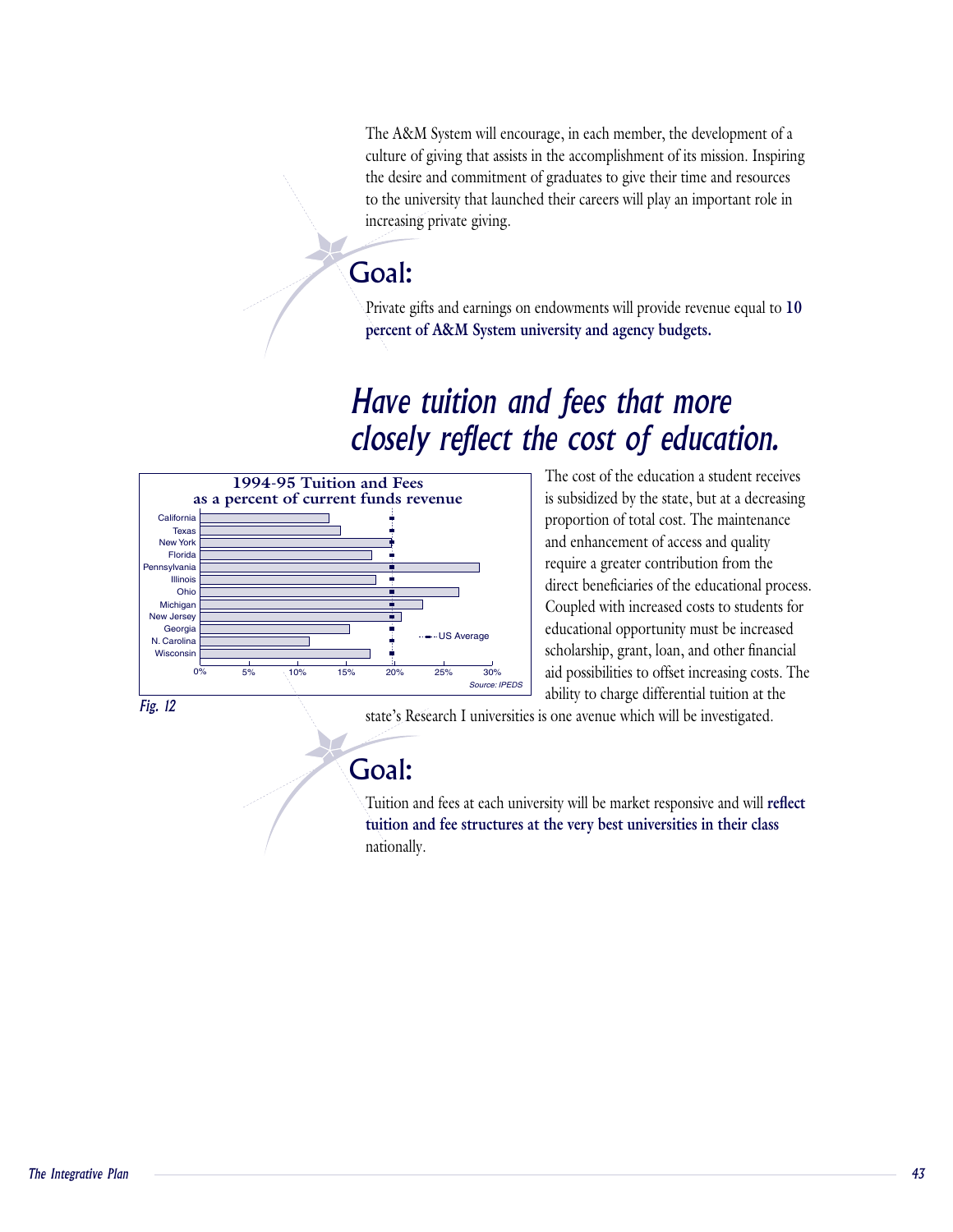The A&M System will encourage, in each member, the development of a culture of giving that assists in the accomplishment of its mission. Inspiring the desire and commitment of graduates to give their time and resources to the university that launched their careers will play an important role in increasing private giving.

## Goal:

Private gifts and earnings on endowments will provide revenue equal to **10 percent of A&M System university and agency budgets.**

# *Have tuition and fees that more closely reflect the cost of education.*

**1994-95 Tuition and Fees as a percent of current funds revenue**

California, Texas, New York, Florida, Pennsylvania, Illinois, Ohio, Michigan, New Jersey, Georgia, N. Carolina, Wisconsin

0% 5% 10% 15% 20% 25% 30%

US Average

*Source: IPEDS*

*Fig. 12*

The cost of the education a student receives is subsidized by the state, but at a decreasing proportion of total cost. The maintenance and enhancement of access and quality require a greater contribution from the direct beneficiaries of the educational process. Coupled with increased costs to students for educational opportunity must be increased scholarship, grant, loan, and other financial aid possibilities to offset increasing costs. The ability to charge differential tuition at the state's Research I universities is one avenue which will be investigated.

## Goal:

Tuition and fees at each university will be market responsive and will **reflect tuition and fee structures at the very best universities in their class** nationally.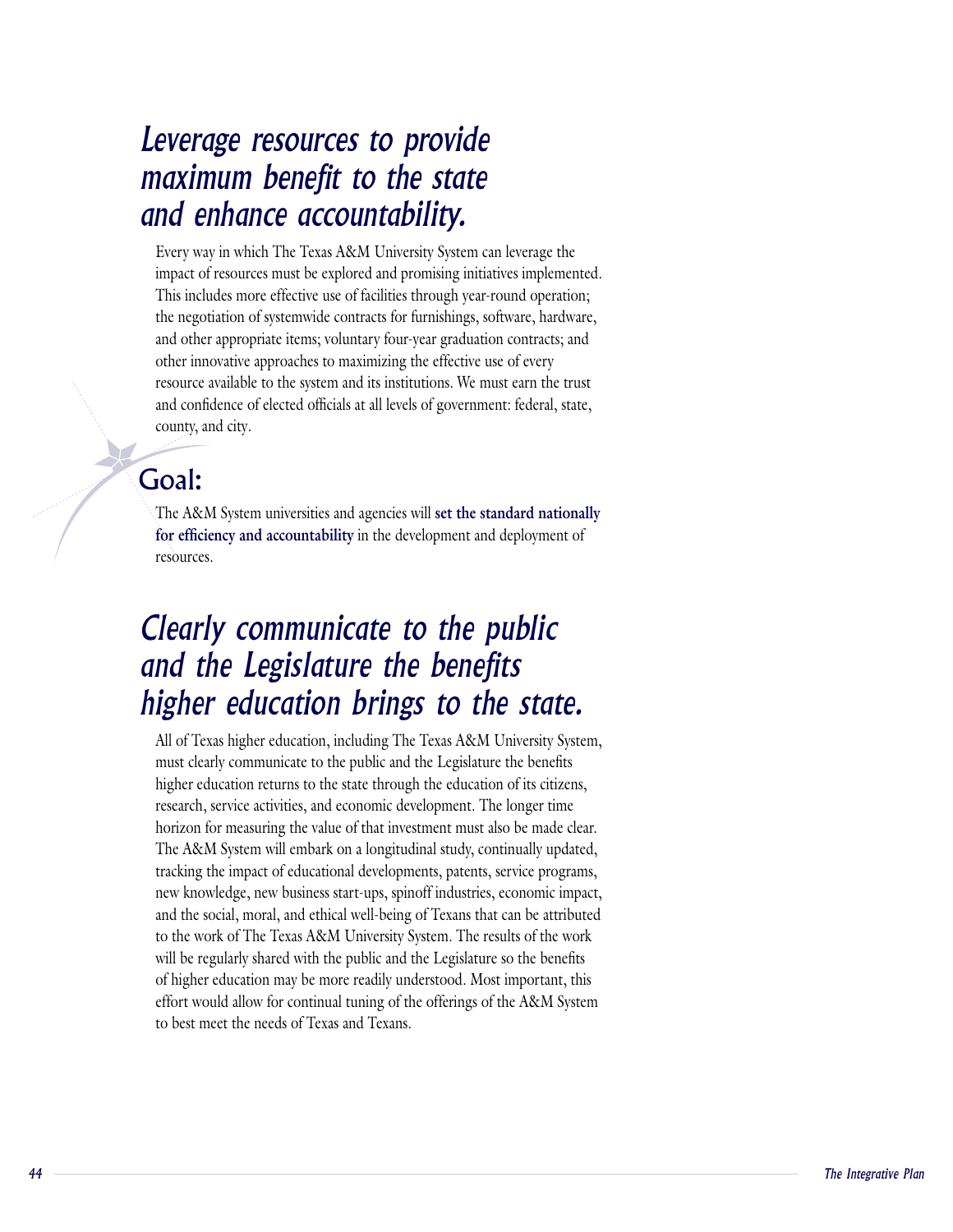## *Leverage resources to provide maximum benefit to the state and enhance accountability.*

Every way in which The Texas A&M University System can leverage the impact of resources must be explored and promising initiatives implemented. This includes more effective use of facilities through year-round operation; the negotiation of systemwide contracts for furnishings, software, hardware, and other appropriate items; voluntary four-year graduation contracts; and other innovative approaches to maximizing the effective use of every resource available to the system and its institutions. We must earn the trust and confidence of elected officials at all levels of government: federal, state, county, and city.

### Goal:

The A&M System universities and agencies will **set the standard nationally for efficiency and accountability** in the development and deployment of resources.

## *Clearly communicate to the public and the Legislature the benefits higher education brings to the state.*

All of Texas higher education, including The Texas A&M University System, must clearly communicate to the public and the Legislature the benefits higher education returns to the state through the education of its citizens, research, service activities, and economic development. The longer time horizon for measuring the value of that investment must also be made clear. The A&M System will embark on a longitudinal study, continually updated, tracking the impact of educational developments, patents, service programs, new knowledge, new business start-ups, spinoff industries, economic impact, and the social, moral, and ethical well-being of Texans that can be attributed to the work of The Texas A&M University System. The results of the work will be regularly shared with the public and the Legislature so the benefits of higher education may be more readily understood. Most important, this effort would allow for continual tuning of the offerings of the A&M System to best meet the needs of Texas and Texans.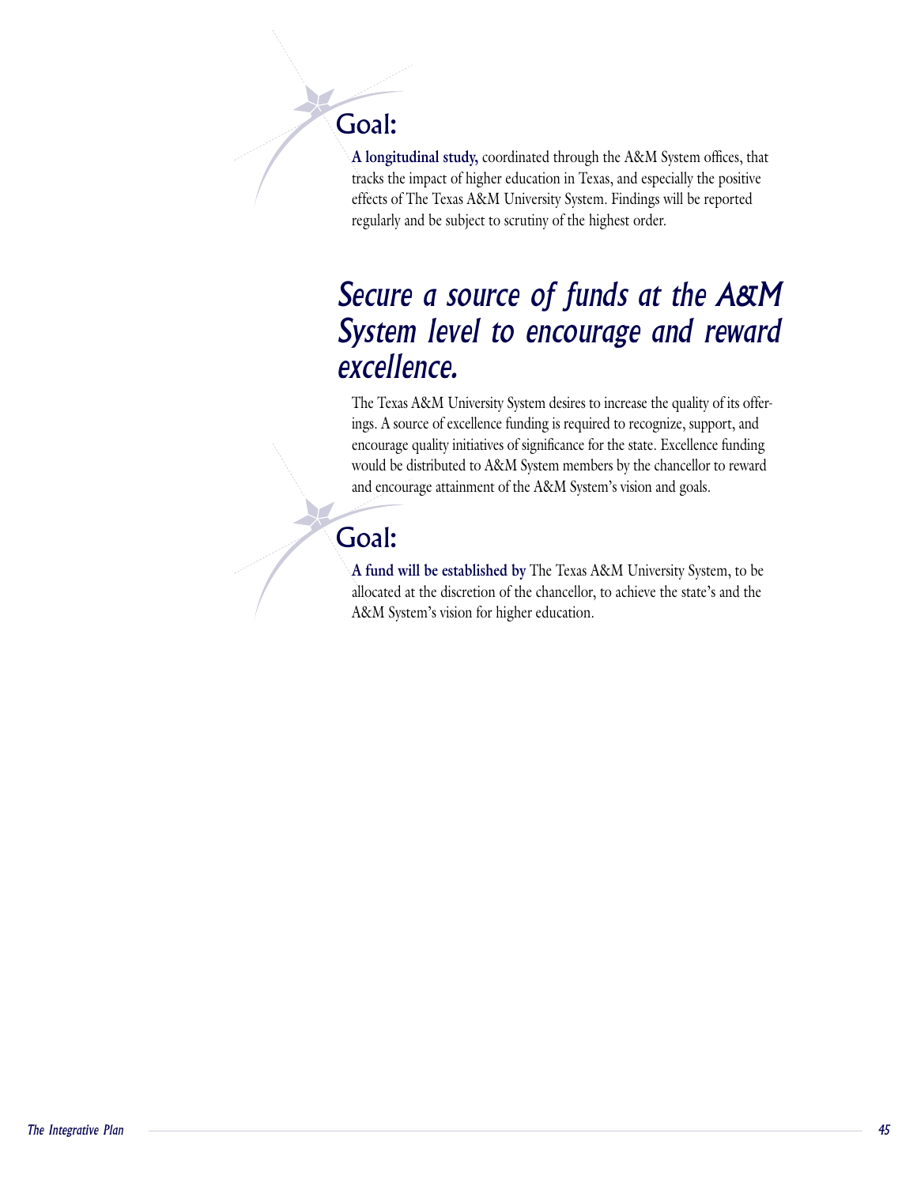## Goal:

**A longitudinal study,** coordinated through the A&M System offices, that tracks the impact of higher education in Texas, and especially the positive effects of The Texas A&M University System. Findings will be reported regularly and be subject to scrutiny of the highest order.

# *Secure a source of funds at the A&M System level to encourage and reward excellence.*

The Texas A&M University System desires to increase the quality of its offerings. A source of excellence funding is required to recognize, support, and encourage quality initiatives of significance for the state. Excellence funding would be distributed to A&M System members by the chancellor to reward and encourage attainment of the A&M System's vision and goals.

## Goal:

**A fund will be established by** The Texas A&M University System, to be allocated at the discretion of the chancellor, to achieve the state's and the A&M System's vision for higher education.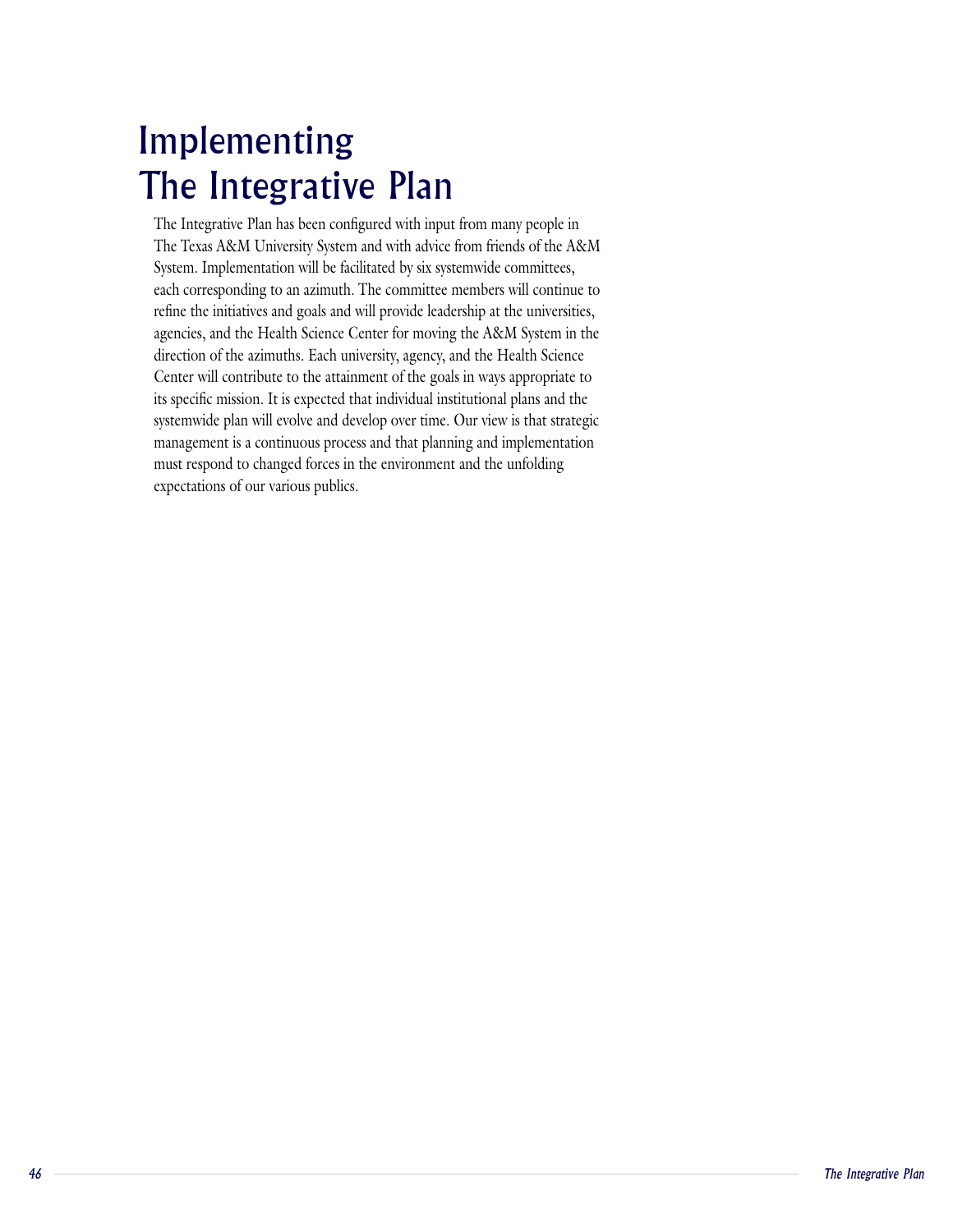# Implementing The Integrative Plan

The Integrative Plan has been configured with input from many people in The Texas A&M University System and with advice from friends of the A&M System. Implementation will be facilitated by six systemwide committees, each corresponding to an azimuth. The committee members will continue to refine the initiatives and goals and will provide leadership at the universities, agencies, and the Health Science Center for moving the A&M System in the direction of the azimuths. Each university, agency, and the Health Science Center will contribute to the attainment of the goals in ways appropriate to its specific mission. It is expected that individual institutional plans and the systemwide plan will evolve and develop over time. Our view is that strategic management is a continuous process and that planning and implementation must respond to changed forces in the environment and the unfolding expectations of our various publics.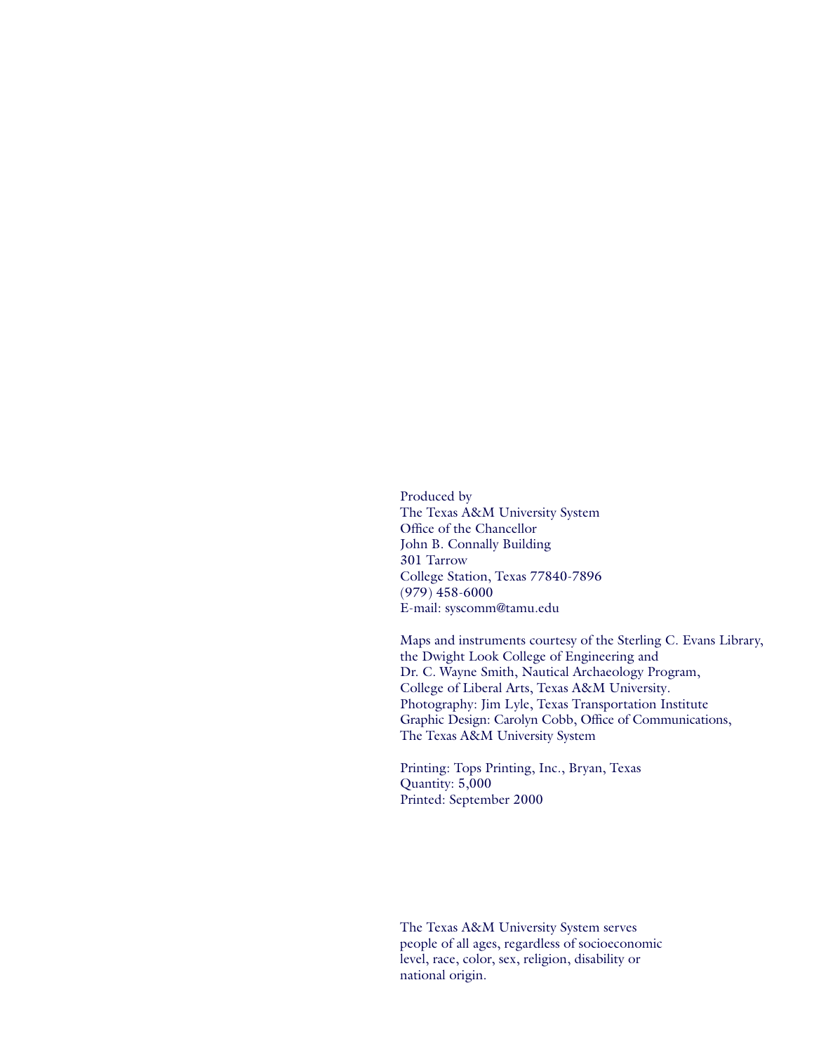Produced by
The Texas A&M University System
Office of the Chancellor
John B. Connally Building
301 Tarrow
College Station, Texas 77840-7896
(979) 458-6000
E-mail: syscomm@tamu.edu

Maps and instruments courtesy of the Sterling C. Evans Library,
the Dwight Look College of Engineering and
Dr. C. Wayne Smith, Nautical Archaeology Program,
College of Liberal Arts, Texas A&M University.
Photography: Jim Lyle, Texas Transportation Institute
Graphic Design: Carolyn Cobb, Office of Communications,
The Texas A&M University System

Printing: Tops Printing, Inc., Bryan, Texas
Quantity: 5,000
Printed: September 2000

The Texas A&M University System serves
people of all ages, regardless of socioeconomic
level, race, color, sex, religion, disability or
national origin.